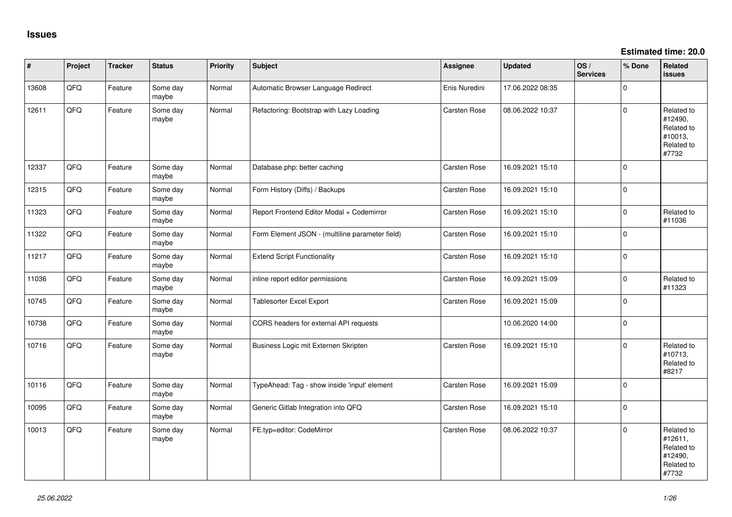# Issues

**Estimated time: 20.0**

| # | Project | Tracker | Status | Priority | Subject | Assignee | Updated | OS / Services | % Done | Related issues |
|---|---|---|---|---|---|---|---|---|---|---|
| 13608 | QFQ | Feature | Some day maybe | Normal | Automatic Browser Language Redirect | Enis Nuredini | 17.06.2022 08:35 | | 0 | |
| 12611 | QFQ | Feature | Some day maybe | Normal | Refactoring: Bootstrap with Lazy Loading | Carsten Rose | 08.06.2022 10:37 | | 0 | Related to #12490, Related to #10013, Related to #7732 |
| 12337 | QFQ | Feature | Some day maybe | Normal | Database.php: better caching | Carsten Rose | 16.09.2021 15:10 | | 0 | |
| 12315 | QFQ | Feature | Some day maybe | Normal | Form History (Diffs) / Backups | Carsten Rose | 16.09.2021 15:10 | | 0 | |
| 11323 | QFQ | Feature | Some day maybe | Normal | Report Frontend Editor Modal + Codemirror | Carsten Rose | 16.09.2021 15:10 | | 0 | Related to #11036 |
| 11322 | QFQ | Feature | Some day maybe | Normal | Form Element JSON - (multiline parameter field) | Carsten Rose | 16.09.2021 15:10 | | 0 | |
| 11217 | QFQ | Feature | Some day maybe | Normal | Extend Script Functionality | Carsten Rose | 16.09.2021 15:10 | | 0 | |
| 11036 | QFQ | Feature | Some day maybe | Normal | inline report editor permissions | Carsten Rose | 16.09.2021 15:09 | | 0 | Related to #11323 |
| 10745 | QFQ | Feature | Some day maybe | Normal | Tablesorter Excel Export | Carsten Rose | 16.09.2021 15:09 | | 0 | |
| 10738 | QFQ | Feature | Some day maybe | Normal | CORS headers for external API requests | | 10.06.2020 14:00 | | 0 | |
| 10716 | QFQ | Feature | Some day maybe | Normal | Business Logic mit Externen Skripten | Carsten Rose | 16.09.2021 15:10 | | 0 | Related to #10713, Related to #8217 |
| 10116 | QFQ | Feature | Some day maybe | Normal | TypeAhead: Tag - show inside 'input' element | Carsten Rose | 16.09.2021 15:09 | | 0 | |
| 10095 | QFQ | Feature | Some day maybe | Normal | Generic Gitlab Integration into QFQ | Carsten Rose | 16.09.2021 15:10 | | 0 | |
| 10013 | QFQ | Feature | Some day maybe | Normal | FE.typ=editor: CodeMirror | Carsten Rose | 08.06.2022 10:37 | | 0 | Related to #12611, Related to #12490, Related to #7732 |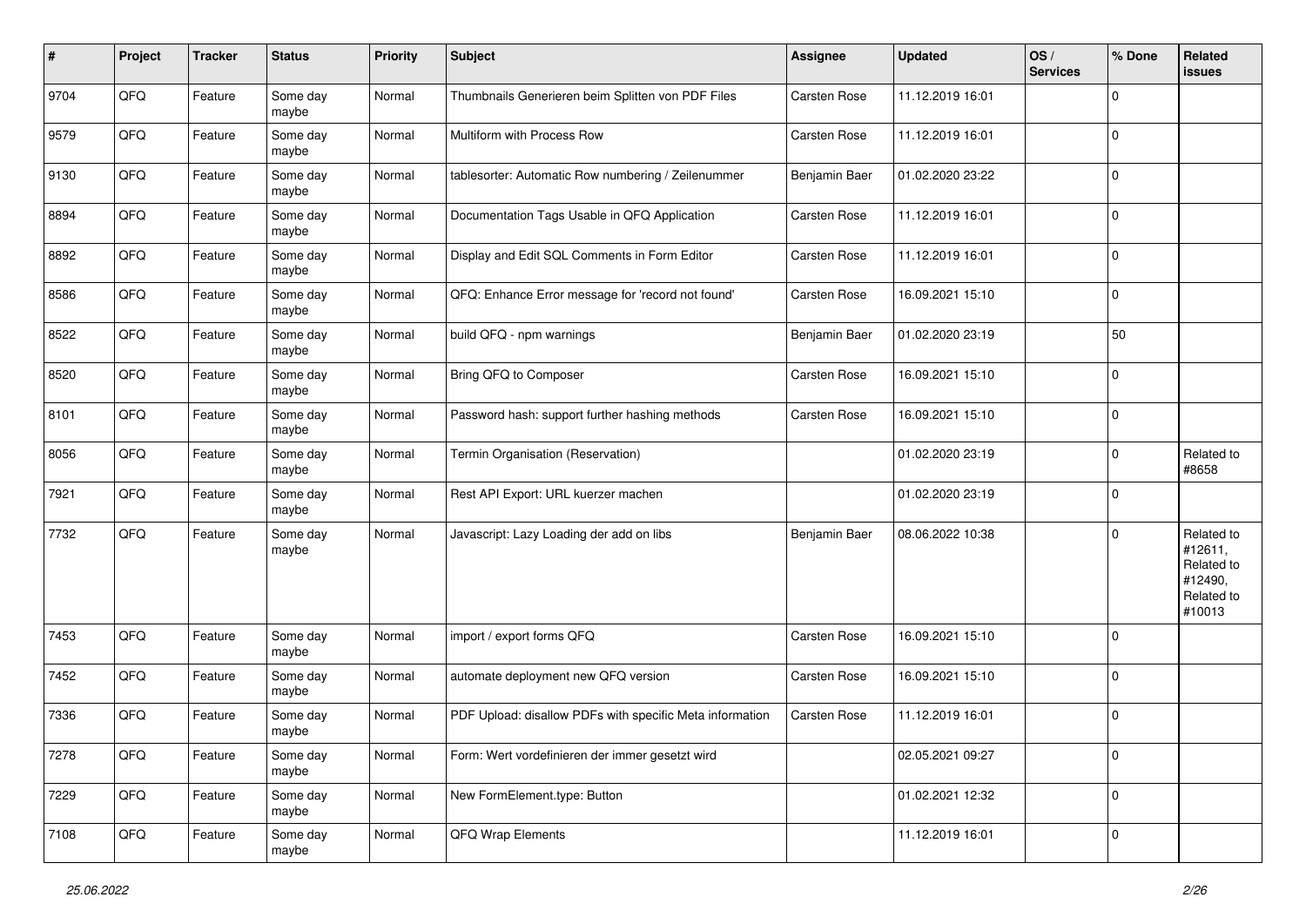| # | Project | Tracker | Status | Priority | Subject | Assignee | Updated | OS / Services | % Done | Related issues |
|---|---|---|---|---|---|---|---|---|---|---|
| 9704 | QFQ | Feature | Some day maybe | Normal | Thumbnails Generieren beim Splitten von PDF Files | Carsten Rose | 11.12.2019 16:01 | | 0 | |
| 9579 | QFQ | Feature | Some day maybe | Normal | Multiform with Process Row | Carsten Rose | 11.12.2019 16:01 | | 0 | |
| 9130 | QFQ | Feature | Some day maybe | Normal | tablesorter: Automatic Row numbering / Zeilenummer | Benjamin Baer | 01.02.2020 23:22 | | 0 | |
| 8894 | QFQ | Feature | Some day maybe | Normal | Documentation Tags Usable in QFQ Application | Carsten Rose | 11.12.2019 16:01 | | 0 | |
| 8892 | QFQ | Feature | Some day maybe | Normal | Display and Edit SQL Comments in Form Editor | Carsten Rose | 11.12.2019 16:01 | | 0 | |
| 8586 | QFQ | Feature | Some day maybe | Normal | QFQ: Enhance Error message for 'record not found' | Carsten Rose | 16.09.2021 15:10 | | 0 | |
| 8522 | QFQ | Feature | Some day maybe | Normal | build QFQ - npm warnings | Benjamin Baer | 01.02.2020 23:19 | | 50 | |
| 8520 | QFQ | Feature | Some day maybe | Normal | Bring QFQ to Composer | Carsten Rose | 16.09.2021 15:10 | | 0 | |
| 8101 | QFQ | Feature | Some day maybe | Normal | Password hash: support further hashing methods | Carsten Rose | 16.09.2021 15:10 | | 0 | |
| 8056 | QFQ | Feature | Some day maybe | Normal | Termin Organisation (Reservation) | | 01.02.2020 23:19 | | 0 | Related to #8658 |
| 7921 | QFQ | Feature | Some day maybe | Normal | Rest API Export: URL kuerzer machen | | 01.02.2020 23:19 | | 0 | |
| 7732 | QFQ | Feature | Some day maybe | Normal | Javascript: Lazy Loading der add on libs | Benjamin Baer | 08.06.2022 10:38 | | 0 | Related to #12611, Related to #12490, Related to #10013 |
| 7453 | QFQ | Feature | Some day maybe | Normal | import / export forms QFQ | Carsten Rose | 16.09.2021 15:10 | | 0 | |
| 7452 | QFQ | Feature | Some day maybe | Normal | automate deployment new QFQ version | Carsten Rose | 16.09.2021 15:10 | | 0 | |
| 7336 | QFQ | Feature | Some day maybe | Normal | PDF Upload: disallow PDFs with specific Meta information | Carsten Rose | 11.12.2019 16:01 | | 0 | |
| 7278 | QFQ | Feature | Some day maybe | Normal | Form: Wert vordefinieren der immer gesetzt wird | | 02.05.2021 09:27 | | 0 | |
| 7229 | QFQ | Feature | Some day maybe | Normal | New FormElement.type: Button | | 01.02.2021 12:32 | | 0 | |
| 7108 | QFQ | Feature | Some day maybe | Normal | QFQ Wrap Elements | | 11.12.2019 16:01 | | 0 | |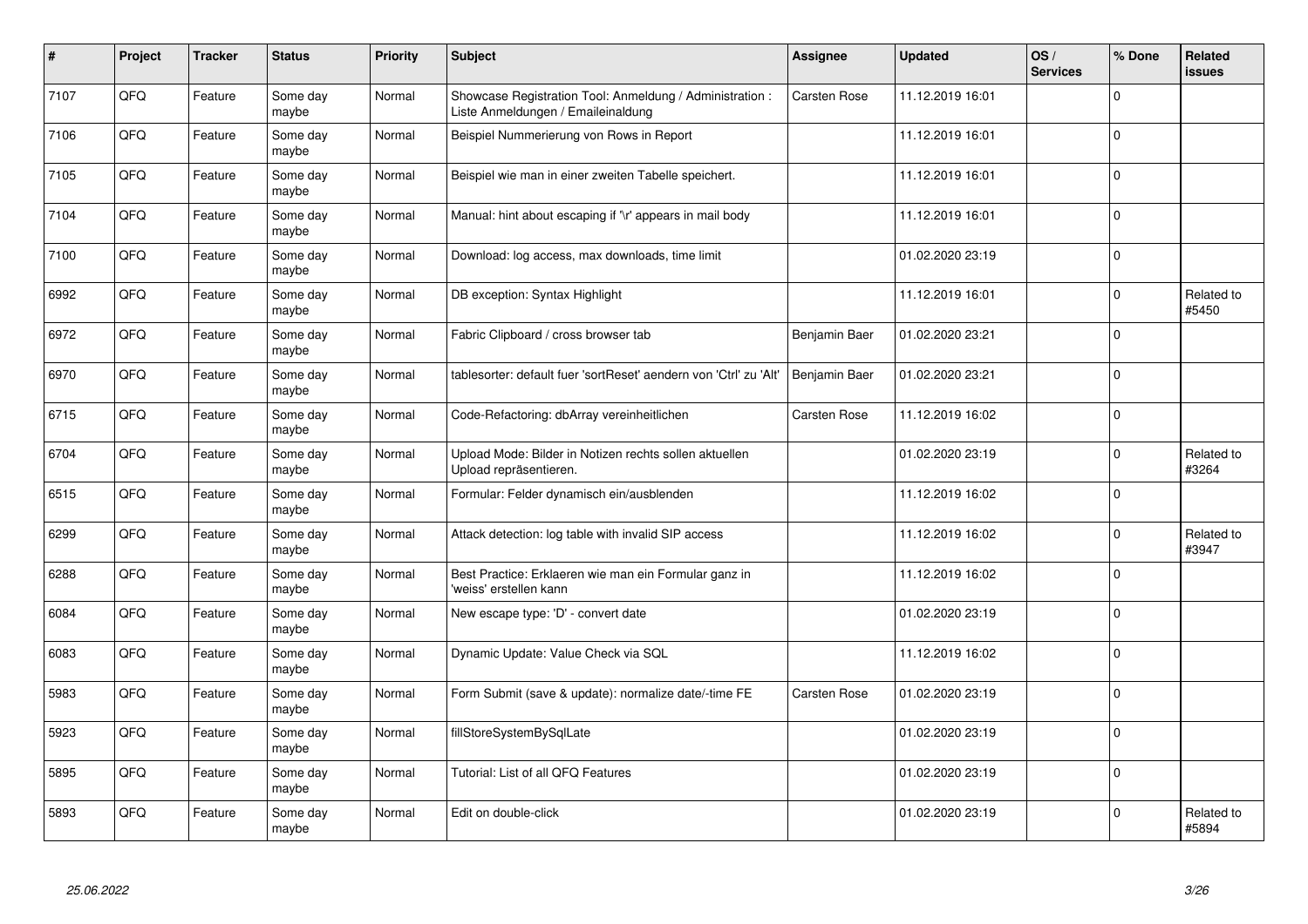| # | Project | Tracker | Status | Priority | Subject | Assignee | Updated | OS / Services | % Done | Related issues |
|---|---|---|---|---|---|---|---|---|---|---|
| 7107 | QFQ | Feature | Some day maybe | Normal | Showcase Registration Tool: Anmeldung / Administration : Liste Anmeldungen / Emaileinaldung | Carsten Rose | 11.12.2019 16:01 | | 0 | |
| 7106 | QFQ | Feature | Some day maybe | Normal | Beispiel Nummerierung von Rows in Report | | 11.12.2019 16:01 | | 0 | |
| 7105 | QFQ | Feature | Some day maybe | Normal | Beispiel wie man in einer zweiten Tabelle speichert. | | 11.12.2019 16:01 | | 0 | |
| 7104 | QFQ | Feature | Some day maybe | Normal | Manual: hint about escaping if '\r' appears in mail body | | 11.12.2019 16:01 | | 0 | |
| 7100 | QFQ | Feature | Some day maybe | Normal | Download: log access, max downloads, time limit | | 01.02.2020 23:19 | | 0 | |
| 6992 | QFQ | Feature | Some day maybe | Normal | DB exception: Syntax Highlight | | 11.12.2019 16:01 | | 0 | Related to #5450 |
| 6972 | QFQ | Feature | Some day maybe | Normal | Fabric Clipboard / cross browser tab | Benjamin Baer | 01.02.2020 23:21 | | 0 | |
| 6970 | QFQ | Feature | Some day maybe | Normal | tablesorter: default fuer 'sortReset' aendern von 'Ctrl' zu 'Alt' | Benjamin Baer | 01.02.2020 23:21 | | 0 | |
| 6715 | QFQ | Feature | Some day maybe | Normal | Code-Refactoring: dbArray vereinheitlichen | Carsten Rose | 11.12.2019 16:02 | | 0 | |
| 6704 | QFQ | Feature | Some day maybe | Normal | Upload Mode: Bilder in Notizen rechts sollen aktuellen Upload repräsentieren. | | 01.02.2020 23:19 | | 0 | Related to #3264 |
| 6515 | QFQ | Feature | Some day maybe | Normal | Formular: Felder dynamisch ein/ausblenden | | 11.12.2019 16:02 | | 0 | |
| 6299 | QFQ | Feature | Some day maybe | Normal | Attack detection: log table with invalid SIP access | | 11.12.2019 16:02 | | 0 | Related to #3947 |
| 6288 | QFQ | Feature | Some day maybe | Normal | Best Practice: Erklaeren wie man ein Formular ganz in 'weiss' erstellen kann | | 11.12.2019 16:02 | | 0 | |
| 6084 | QFQ | Feature | Some day maybe | Normal | New escape type: 'D' - convert date | | 01.02.2020 23:19 | | 0 | |
| 6083 | QFQ | Feature | Some day maybe | Normal | Dynamic Update: Value Check via SQL | | 11.12.2019 16:02 | | 0 | |
| 5983 | QFQ | Feature | Some day maybe | Normal | Form Submit (save & update): normalize date/-time FE | Carsten Rose | 01.02.2020 23:19 | | 0 | |
| 5923 | QFQ | Feature | Some day maybe | Normal | fillStoreSystemBySqlLate | | 01.02.2020 23:19 | | 0 | |
| 5895 | QFQ | Feature | Some day maybe | Normal | Tutorial: List of all QFQ Features | | 01.02.2020 23:19 | | 0 | |
| 5893 | QFQ | Feature | Some day maybe | Normal | Edit on double-click | | 01.02.2020 23:19 | | 0 | Related to #5894 |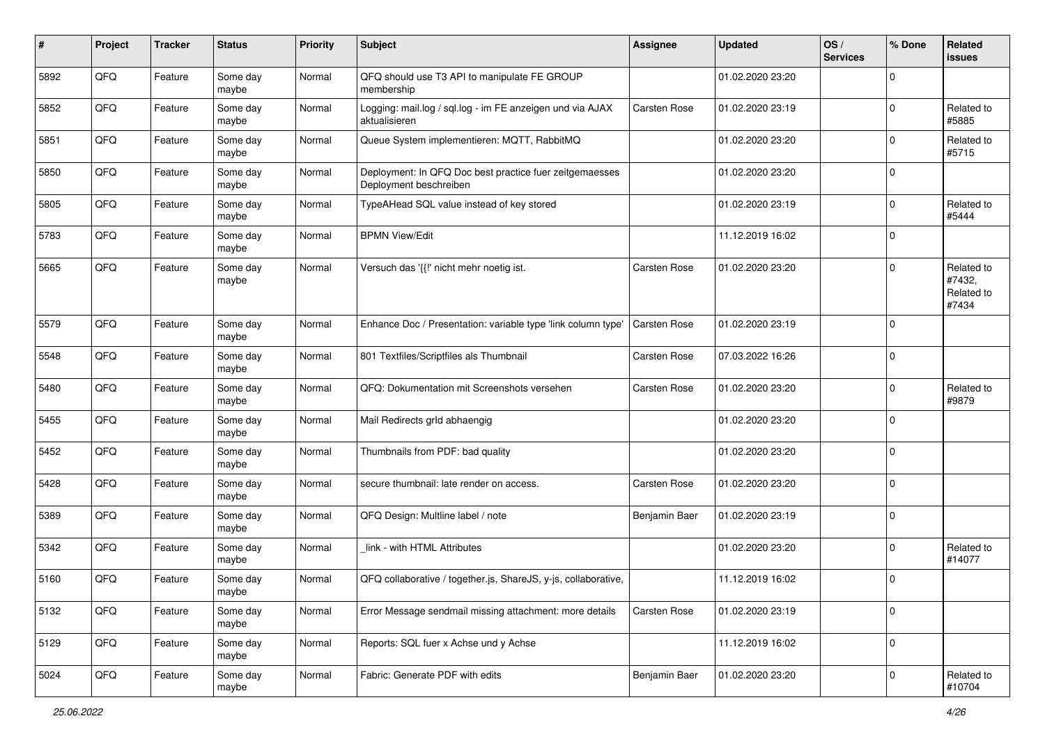| # | Project | Tracker | Status | Priority | Subject | Assignee | Updated | OS / Services | % Done | Related issues |
|---|---|---|---|---|---|---|---|---|---|---|
| 5892 | QFQ | Feature | Some day maybe | Normal | QFQ should use T3 API to manipulate FE GROUP membership | | 01.02.2020 23:20 | | 0 | |
| 5852 | QFQ | Feature | Some day maybe | Normal | Logging: mail.log / sql.log - im FE anzeigen und via AJAX aktualisieren | Carsten Rose | 01.02.2020 23:19 | | 0 | Related to #5885 |
| 5851 | QFQ | Feature | Some day maybe | Normal | Queue System implementieren: MQTT, RabbitMQ | | 01.02.2020 23:20 | | 0 | Related to #5715 |
| 5850 | QFQ | Feature | Some day maybe | Normal | Deployment: In QFQ Doc best practice fuer zeitgemaesses Deployment beschreiben | | 01.02.2020 23:20 | | 0 | |
| 5805 | QFQ | Feature | Some day maybe | Normal | TypeAHead SQL value instead of key stored | | 01.02.2020 23:19 | | 0 | Related to #5444 |
| 5783 | QFQ | Feature | Some day maybe | Normal | BPMN View/Edit | | 11.12.2019 16:02 | | 0 | |
| 5665 | QFQ | Feature | Some day maybe | Normal | Versuch das '{{!' nicht mehr noetig ist. | Carsten Rose | 01.02.2020 23:20 | | 0 | Related to #7432, Related to #7434 |
| 5579 | QFQ | Feature | Some day maybe | Normal | Enhance Doc / Presentation: variable type 'link column type' | Carsten Rose | 01.02.2020 23:19 | | 0 | |
| 5548 | QFQ | Feature | Some day maybe | Normal | 801 Textfiles/Scriptfiles als Thumbnail | Carsten Rose | 07.03.2022 16:26 | | 0 | |
| 5480 | QFQ | Feature | Some day maybe | Normal | QFQ: Dokumentation mit Screenshots versehen | Carsten Rose | 01.02.2020 23:20 | | 0 | Related to #9879 |
| 5455 | QFQ | Feature | Some day maybe | Normal | Mail Redirects grId abhaengig | | 01.02.2020 23:20 | | 0 | |
| 5452 | QFQ | Feature | Some day maybe | Normal | Thumbnails from PDF: bad quality | | 01.02.2020 23:20 | | 0 | |
| 5428 | QFQ | Feature | Some day maybe | Normal | secure thumbnail: late render on access. | Carsten Rose | 01.02.2020 23:20 | | 0 | |
| 5389 | QFQ | Feature | Some day maybe | Normal | QFQ Design: Multline label / note | Benjamin Baer | 01.02.2020 23:19 | | 0 | |
| 5342 | QFQ | Feature | Some day maybe | Normal | _link - with HTML Attributes | | 01.02.2020 23:20 | | 0 | Related to #14077 |
| 5160 | QFQ | Feature | Some day maybe | Normal | QFQ collaborative / together.js, ShareJS, y-js, collaborative, | | 11.12.2019 16:02 | | 0 | |
| 5132 | QFQ | Feature | Some day maybe | Normal | Error Message sendmail missing attachment: more details | Carsten Rose | 01.02.2020 23:19 | | 0 | |
| 5129 | QFQ | Feature | Some day maybe | Normal | Reports: SQL fuer x Achse und y Achse | | 11.12.2019 16:02 | | 0 | |
| 5024 | QFQ | Feature | Some day maybe | Normal | Fabric: Generate PDF with edits | Benjamin Baer | 01.02.2020 23:20 | | 0 | Related to #10704 |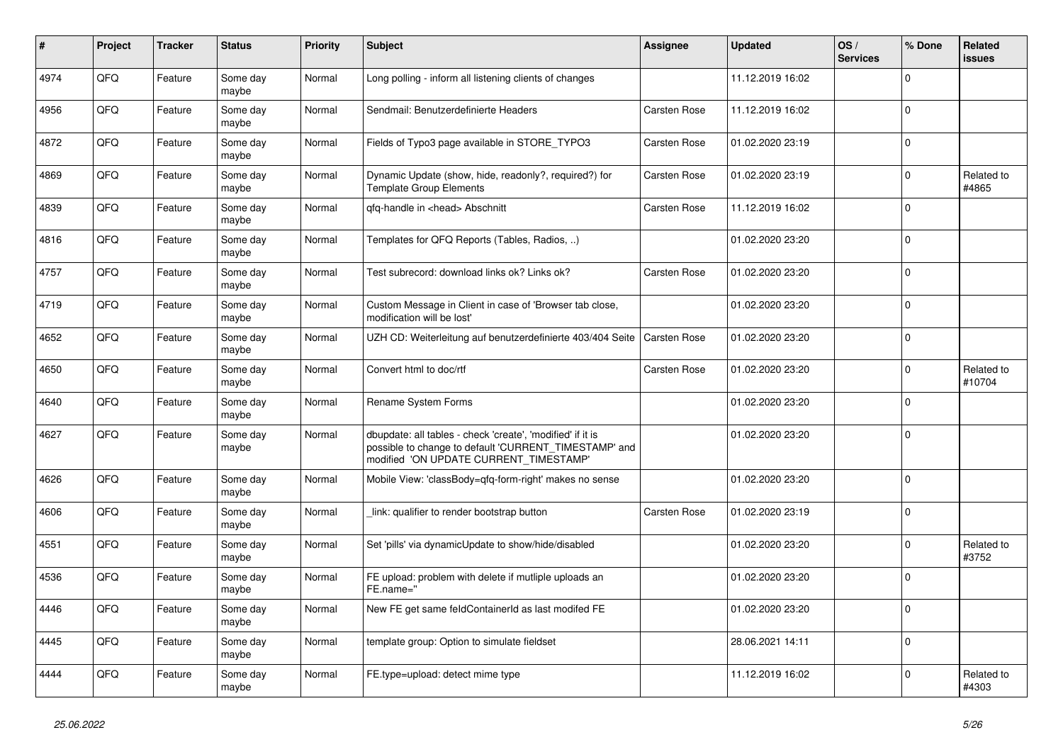| # | Project | Tracker | Status | Priority | Subject | Assignee | Updated | OS / Services | % Done | Related issues |
|---|---|---|---|---|---|---|---|---|---|---|
| 4974 | QFQ | Feature | Some day maybe | Normal | Long polling - inform all listening clients of changes | | 11.12.2019 16:02 | | 0 | |
| 4956 | QFQ | Feature | Some day maybe | Normal | Sendmail: Benutzerdefinierte Headers | Carsten Rose | 11.12.2019 16:02 | | 0 | |
| 4872 | QFQ | Feature | Some day maybe | Normal | Fields of Typo3 page available in STORE_TYPO3 | Carsten Rose | 01.02.2020 23:19 | | 0 | |
| 4869 | QFQ | Feature | Some day maybe | Normal | Dynamic Update (show, hide, readonly?, required?) for Template Group Elements | Carsten Rose | 01.02.2020 23:19 | | 0 | Related to #4865 |
| 4839 | QFQ | Feature | Some day maybe | Normal | qfq-handle in <head> Abschnitt | Carsten Rose | 11.12.2019 16:02 | | 0 | |
| 4816 | QFQ | Feature | Some day maybe | Normal | Templates for QFQ Reports (Tables, Radios, ..) | | 01.02.2020 23:20 | | 0 | |
| 4757 | QFQ | Feature | Some day maybe | Normal | Test subrecord: download links ok? Links ok? | Carsten Rose | 01.02.2020 23:20 | | 0 | |
| 4719 | QFQ | Feature | Some day maybe | Normal | Custom Message in Client in case of 'Browser tab close, modification will be lost' | | 01.02.2020 23:20 | | 0 | |
| 4652 | QFQ | Feature | Some day maybe | Normal | UZH CD: Weiterleitung auf benutzerdefinierte 403/404 Seite | Carsten Rose | 01.02.2020 23:20 | | 0 | |
| 4650 | QFQ | Feature | Some day maybe | Normal | Convert html to doc/rtf | Carsten Rose | 01.02.2020 23:20 | | 0 | Related to #10704 |
| 4640 | QFQ | Feature | Some day maybe | Normal | Rename System Forms | | 01.02.2020 23:20 | | 0 | |
| 4627 | QFQ | Feature | Some day maybe | Normal | dbupdate: all tables - check 'create', 'modified' if it is possible to change to default 'CURRENT_TIMESTAMP' and modified 'ON UPDATE CURRENT_TIMESTAMP' | | 01.02.2020 23:20 | | 0 | |
| 4626 | QFQ | Feature | Some day maybe | Normal | Mobile View: 'classBody=qfq-form-right' makes no sense | | 01.02.2020 23:20 | | 0 | |
| 4606 | QFQ | Feature | Some day maybe | Normal | _link: qualifier to render bootstrap button | Carsten Rose | 01.02.2020 23:19 | | 0 | |
| 4551 | QFQ | Feature | Some day maybe | Normal | Set 'pills' via dynamicUpdate to show/hide/disabled | | 01.02.2020 23:20 | | 0 | Related to #3752 |
| 4536 | QFQ | Feature | Some day maybe | Normal | FE upload: problem with delete if mutliple uploads an FE.name='' | | 01.02.2020 23:20 | | 0 | |
| 4446 | QFQ | Feature | Some day maybe | Normal | New FE get same feldContainerId as last modifed FE | | 01.02.2020 23:20 | | 0 | |
| 4445 | QFQ | Feature | Some day maybe | Normal | template group: Option to simulate fieldset | | 28.06.2021 14:11 | | 0 | |
| 4444 | QFQ | Feature | Some day maybe | Normal | FE.type=upload: detect mime type | | 11.12.2019 16:02 | | 0 | Related to #4303 |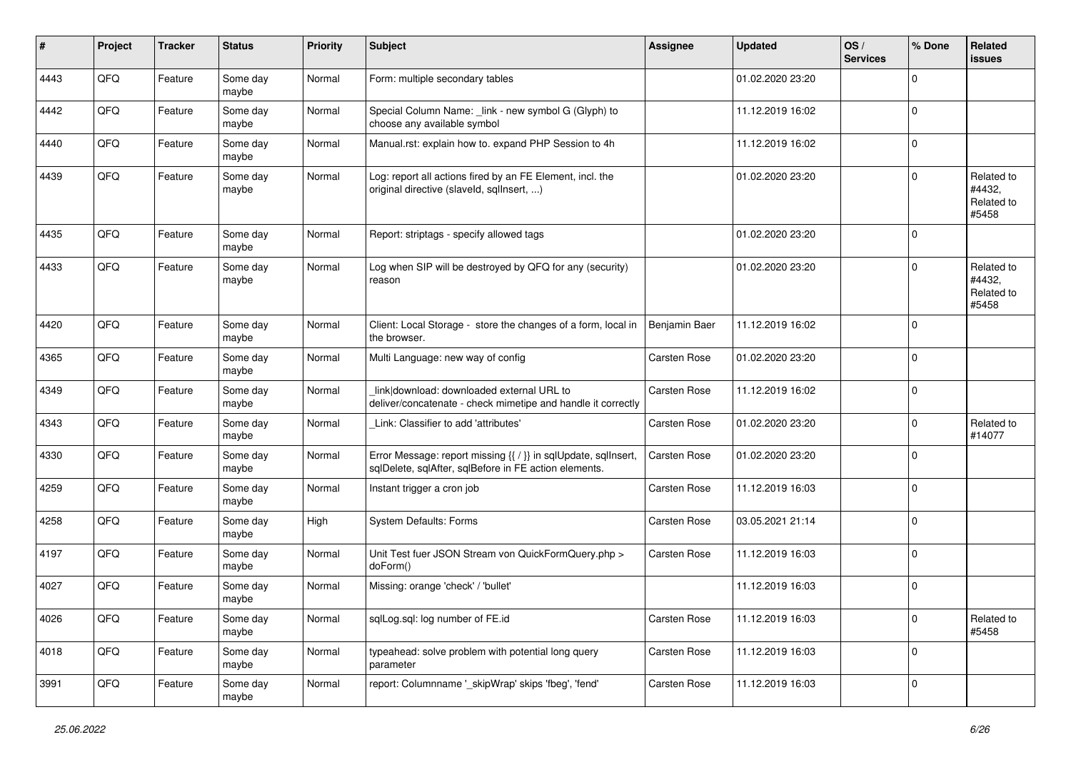| # | Project | Tracker | Status | Priority | Subject | Assignee | Updated | OS / Services | % Done | Related issues |
|---|---|---|---|---|---|---|---|---|---|---|
| 4443 | QFQ | Feature | Some day maybe | Normal | Form: multiple secondary tables | | 01.02.2020 23:20 | | 0 | |
| 4442 | QFQ | Feature | Some day maybe | Normal | Special Column Name: _link - new symbol G (Glyph) to choose any available symbol | | 11.12.2019 16:02 | | 0 | |
| 4440 | QFQ | Feature | Some day maybe | Normal | Manual.rst: explain how to. expand PHP Session to 4h | | 11.12.2019 16:02 | | 0 | |
| 4439 | QFQ | Feature | Some day maybe | Normal | Log: report all actions fired by an FE Element, incl. the original directive (slaveId, sqlInsert, ...) | | 01.02.2020 23:20 | | 0 | Related to #4432, Related to #5458 |
| 4435 | QFQ | Feature | Some day maybe | Normal | Report: striptags - specify allowed tags | | 01.02.2020 23:20 | | 0 | |
| 4433 | QFQ | Feature | Some day maybe | Normal | Log when SIP will be destroyed by QFQ for any (security) reason | | 01.02.2020 23:20 | | 0 | Related to #4432, Related to #5458 |
| 4420 | QFQ | Feature | Some day maybe | Normal | Client: Local Storage - store the changes of a form, local in the browser. | Benjamin Baer | 11.12.2019 16:02 | | 0 | |
| 4365 | QFQ | Feature | Some day maybe | Normal | Multi Language: new way of config | Carsten Rose | 01.02.2020 23:20 | | 0 | |
| 4349 | QFQ | Feature | Some day maybe | Normal | _link\|download: downloaded external URL to deliver/concatenate - check mimetipe and handle it correctly | Carsten Rose | 11.12.2019 16:02 | | 0 | |
| 4343 | QFQ | Feature | Some day maybe | Normal | _Link: Classifier to add 'attributes' | Carsten Rose | 01.02.2020 23:20 | | 0 | Related to #14077 |
| 4330 | QFQ | Feature | Some day maybe | Normal | Error Message: report missing {{ / }} in sqlUpdate, sqlInsert, sqlDelete, sqlAfter, sqlBefore in FE action elements. | Carsten Rose | 01.02.2020 23:20 | | 0 | |
| 4259 | QFQ | Feature | Some day maybe | Normal | Instant trigger a cron job | Carsten Rose | 11.12.2019 16:03 | | 0 | |
| 4258 | QFQ | Feature | Some day maybe | High | System Defaults: Forms | Carsten Rose | 03.05.2021 21:14 | | 0 | |
| 4197 | QFQ | Feature | Some day maybe | Normal | Unit Test fuer JSON Stream von QuickFormQuery.php > doForm() | Carsten Rose | 11.12.2019 16:03 | | 0 | |
| 4027 | QFQ | Feature | Some day maybe | Normal | Missing: orange 'check' / 'bullet' | | 11.12.2019 16:03 | | 0 | |
| 4026 | QFQ | Feature | Some day maybe | Normal | sqlLog.sql: log number of FE.id | Carsten Rose | 11.12.2019 16:03 | | 0 | Related to #5458 |
| 4018 | QFQ | Feature | Some day maybe | Normal | typeahead: solve problem with potential long query parameter | Carsten Rose | 11.12.2019 16:03 | | 0 | |
| 3991 | QFQ | Feature | Some day maybe | Normal | report: Columnname '_skipWrap' skips 'fbeg', 'fend' | Carsten Rose | 11.12.2019 16:03 | | 0 | |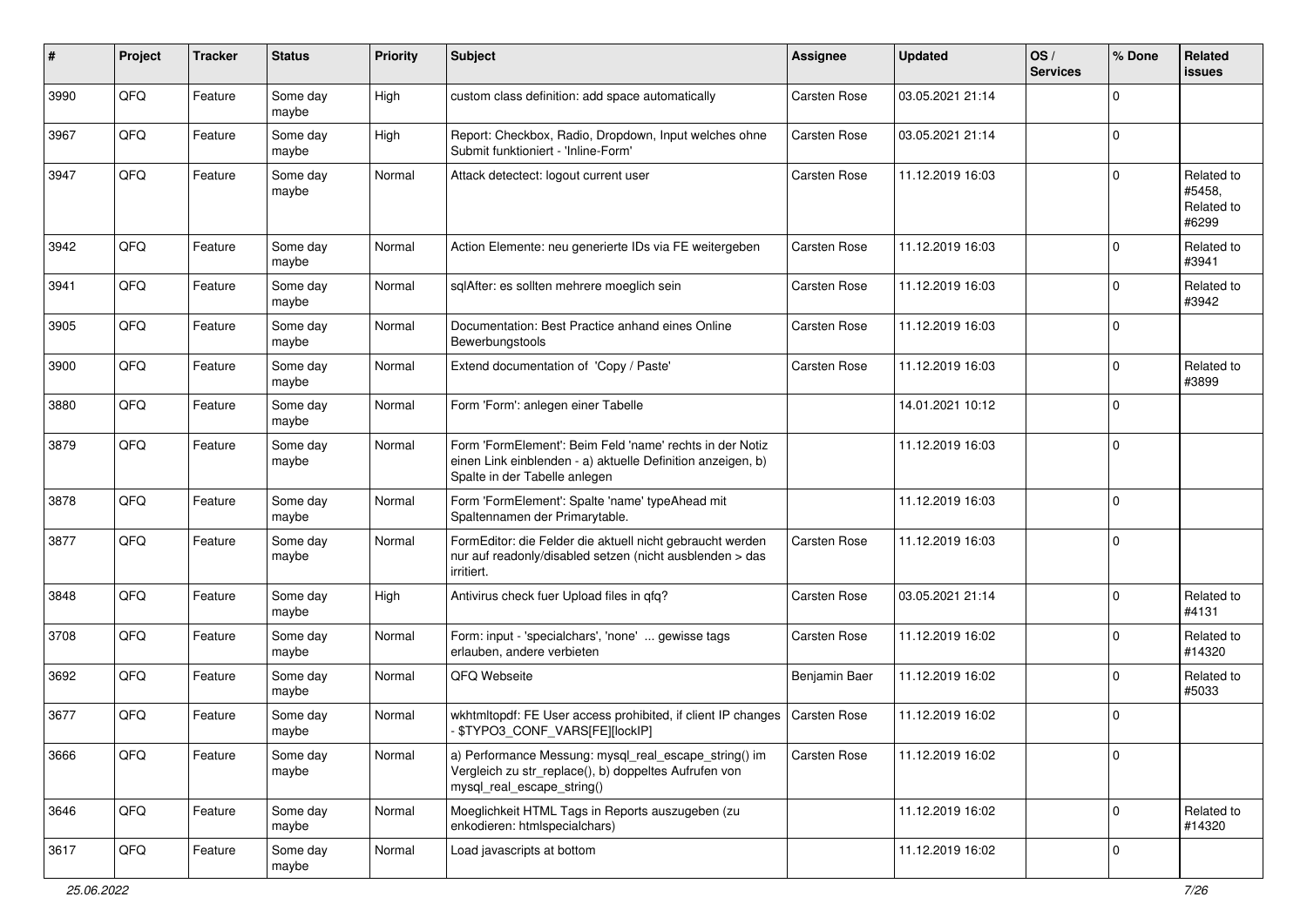| # | Project | Tracker | Status | Priority | Subject | Assignee | Updated | OS / Services | % Done | Related issues |
|---|---|---|---|---|---|---|---|---|---|---|
| 3990 | QFQ | Feature | Some day maybe | High | custom class definition: add space automatically | Carsten Rose | 03.05.2021 21:14 | | 0 | |
| 3967 | QFQ | Feature | Some day maybe | High | Report: Checkbox, Radio, Dropdown, Input welches ohne Submit funktioniert - 'Inline-Form' | Carsten Rose | 03.05.2021 21:14 | | 0 | |
| 3947 | QFQ | Feature | Some day maybe | Normal | Attack detectect: logout current user | Carsten Rose | 11.12.2019 16:03 | | 0 | Related to #5458, Related to #6299 |
| 3942 | QFQ | Feature | Some day maybe | Normal | Action Elemente: neu generierte IDs via FE weitergeben | Carsten Rose | 11.12.2019 16:03 | | 0 | Related to #3941 |
| 3941 | QFQ | Feature | Some day maybe | Normal | sqlAfter: es sollten mehrere moeglich sein | Carsten Rose | 11.12.2019 16:03 | | 0 | Related to #3942 |
| 3905 | QFQ | Feature | Some day maybe | Normal | Documentation: Best Practice anhand eines Online Bewerbungstools | Carsten Rose | 11.12.2019 16:03 | | 0 | |
| 3900 | QFQ | Feature | Some day maybe | Normal | Extend documentation of 'Copy / Paste' | Carsten Rose | 11.12.2019 16:03 | | 0 | Related to #3899 |
| 3880 | QFQ | Feature | Some day maybe | Normal | Form 'Form': anlegen einer Tabelle | | 14.01.2021 10:12 | | 0 | |
| 3879 | QFQ | Feature | Some day maybe | Normal | Form 'FormElement': Beim Feld 'name' rechts in der Notiz einen Link einblenden - a) aktuelle Definition anzeigen, b) Spalte in der Tabelle anlegen | | 11.12.2019 16:03 | | 0 | |
| 3878 | QFQ | Feature | Some day maybe | Normal | Form 'FormElement': Spalte 'name' typeAhead mit Spaltennamen der Primarytable. | | 11.12.2019 16:03 | | 0 | |
| 3877 | QFQ | Feature | Some day maybe | Normal | FormEditor: die Felder die aktuell nicht gebraucht werden nur auf readonly/disabled setzen (nicht ausblenden > das irritiert. | Carsten Rose | 11.12.2019 16:03 | | 0 | |
| 3848 | QFQ | Feature | Some day maybe | High | Antivirus check fuer Upload files in qfq? | Carsten Rose | 03.05.2021 21:14 | | 0 | Related to #4131 |
| 3708 | QFQ | Feature | Some day maybe | Normal | Form: input - 'specialchars', 'none' ... gewisse tags erlauben, andere verbieten | Carsten Rose | 11.12.2019 16:02 | | 0 | Related to #14320 |
| 3692 | QFQ | Feature | Some day maybe | Normal | QFQ Webseite | Benjamin Baer | 11.12.2019 16:02 | | 0 | Related to #5033 |
| 3677 | QFQ | Feature | Some day maybe | Normal | wkhtmltopdf: FE User access prohibited, if client IP changes - $TYPO3_CONF_VARS[FE][lockIP] | Carsten Rose | 11.12.2019 16:02 | | 0 | |
| 3666 | QFQ | Feature | Some day maybe | Normal | a) Performance Messung: mysql_real_escape_string() im Vergleich zu str_replace(), b) doppeltes Aufrufen von mysql_real_escape_string() | Carsten Rose | 11.12.2019 16:02 | | 0 | |
| 3646 | QFQ | Feature | Some day maybe | Normal | Moeglichkeit HTML Tags in Reports auszugeben (zu enkodieren: htmlspecialchars) | | 11.12.2019 16:02 | | 0 | Related to #14320 |
| 3617 | QFQ | Feature | Some day maybe | Normal | Load javascripts at bottom | | 11.12.2019 16:02 | | 0 | |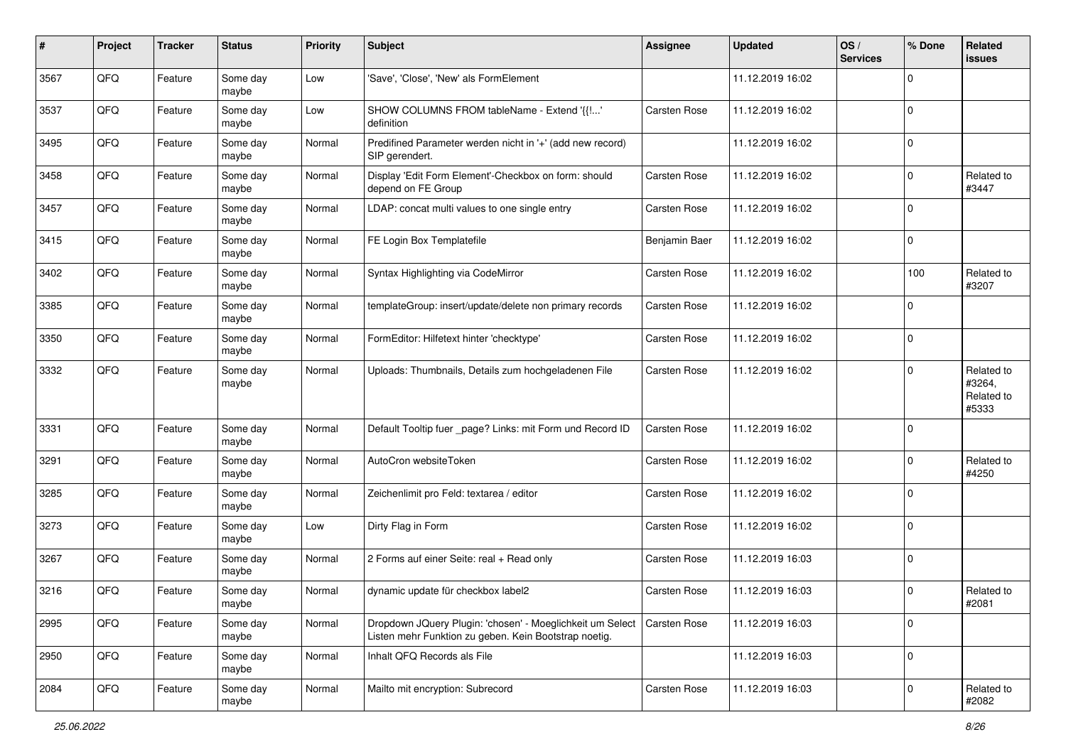| # | Project | Tracker | Status | Priority | Subject | Assignee | Updated | OS / Services | % Done | Related issues |
|---|---|---|---|---|---|---|---|---|---|---|
| 3567 | QFQ | Feature | Some day maybe | Low | 'Save', 'Close', 'New' als FormElement | | 11.12.2019 16:02 | | 0 | |
| 3537 | QFQ | Feature | Some day maybe | Low | SHOW COLUMNS FROM tableName - Extend '{{!...' definition | Carsten Rose | 11.12.2019 16:02 | | 0 | |
| 3495 | QFQ | Feature | Some day maybe | Normal | Predifined Parameter werden nicht in '+' (add new record) SIP gerendert. | | 11.12.2019 16:02 | | 0 | |
| 3458 | QFQ | Feature | Some day maybe | Normal | Display 'Edit Form Element'-Checkbox on form: should depend on FE Group | Carsten Rose | 11.12.2019 16:02 | | 0 | Related to #3447 |
| 3457 | QFQ | Feature | Some day maybe | Normal | LDAP: concat multi values to one single entry | Carsten Rose | 11.12.2019 16:02 | | 0 | |
| 3415 | QFQ | Feature | Some day maybe | Normal | FE Login Box Templatefile | Benjamin Baer | 11.12.2019 16:02 | | 0 | |
| 3402 | QFQ | Feature | Some day maybe | Normal | Syntax Highlighting via CodeMirror | Carsten Rose | 11.12.2019 16:02 | | 100 | Related to #3207 |
| 3385 | QFQ | Feature | Some day maybe | Normal | templateGroup: insert/update/delete non primary records | Carsten Rose | 11.12.2019 16:02 | | 0 | |
| 3350 | QFQ | Feature | Some day maybe | Normal | FormEditor: Hilfetext hinter 'checktype' | Carsten Rose | 11.12.2019 16:02 | | 0 | |
| 3332 | QFQ | Feature | Some day maybe | Normal | Uploads: Thumbnails, Details zum hochgeladenen File | Carsten Rose | 11.12.2019 16:02 | | 0 | Related to #3264, Related to #5333 |
| 3331 | QFQ | Feature | Some day maybe | Normal | Default Tooltip fuer _page? Links: mit Form und Record ID | Carsten Rose | 11.12.2019 16:02 | | 0 | |
| 3291 | QFQ | Feature | Some day maybe | Normal | AutoCron websiteToken | Carsten Rose | 11.12.2019 16:02 | | 0 | Related to #4250 |
| 3285 | QFQ | Feature | Some day maybe | Normal | Zeichenlimit pro Feld: textarea / editor | Carsten Rose | 11.12.2019 16:02 | | 0 | |
| 3273 | QFQ | Feature | Some day maybe | Low | Dirty Flag in Form | Carsten Rose | 11.12.2019 16:02 | | 0 | |
| 3267 | QFQ | Feature | Some day maybe | Normal | 2 Forms auf einer Seite: real + Read only | Carsten Rose | 11.12.2019 16:03 | | 0 | |
| 3216 | QFQ | Feature | Some day maybe | Normal | dynamic update für checkbox label2 | Carsten Rose | 11.12.2019 16:03 | | 0 | Related to #2081 |
| 2995 | QFQ | Feature | Some day maybe | Normal | Dropdown JQuery Plugin: 'chosen' - Moeglichkeit um Select Listen mehr Funktion zu geben. Kein Bootstrap noetig. | Carsten Rose | 11.12.2019 16:03 | | 0 | |
| 2950 | QFQ | Feature | Some day maybe | Normal | Inhalt QFQ Records als File | | 11.12.2019 16:03 | | 0 | |
| 2084 | QFQ | Feature | Some day maybe | Normal | Mailto mit encryption: Subrecord | Carsten Rose | 11.12.2019 16:03 | | 0 | Related to #2082 |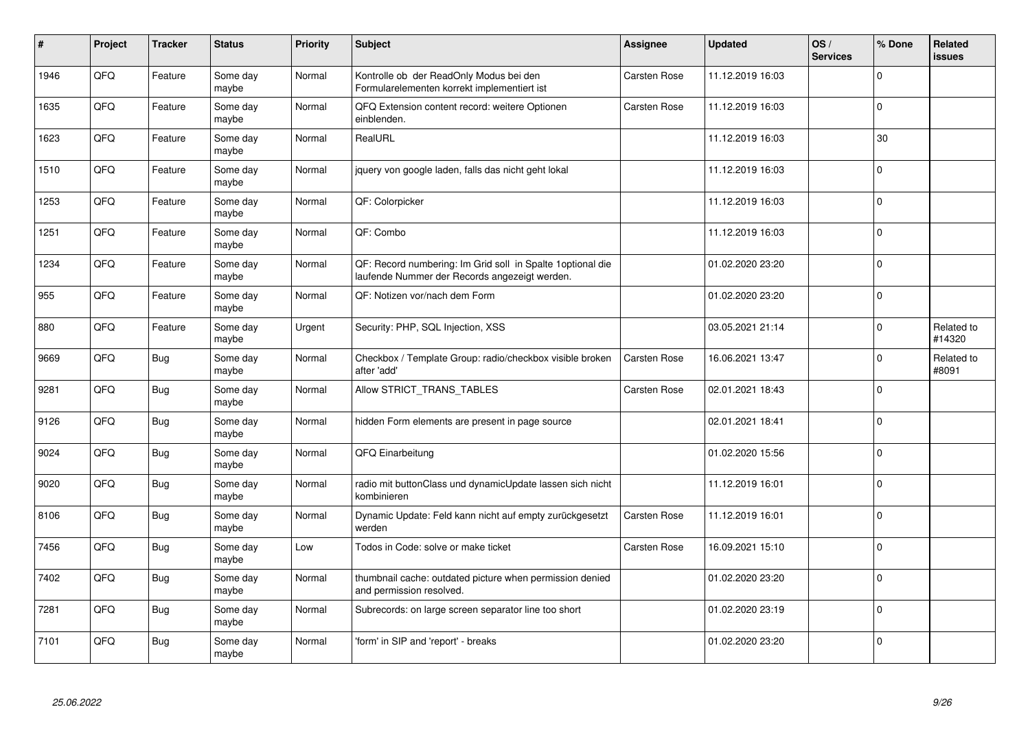| # | Project | Tracker | Status | Priority | Subject | Assignee | Updated | OS / Services | % Done | Related issues |
|---|---|---|---|---|---|---|---|---|---|---|
| 1946 | QFQ | Feature | Some day maybe | Normal | Kontrolle ob der ReadOnly Modus bei den Formularelementen korrekt implementiert ist | Carsten Rose | 11.12.2019 16:03 | | 0 | |
| 1635 | QFQ | Feature | Some day maybe | Normal | QFQ Extension content record: weitere Optionen einblenden. | Carsten Rose | 11.12.2019 16:03 | | 0 | |
| 1623 | QFQ | Feature | Some day maybe | Normal | RealURL | | 11.12.2019 16:03 | | 30 | |
| 1510 | QFQ | Feature | Some day maybe | Normal | jquery von google laden, falls das nicht geht lokal | | 11.12.2019 16:03 | | 0 | |
| 1253 | QFQ | Feature | Some day maybe | Normal | QF: Colorpicker | | 11.12.2019 16:03 | | 0 | |
| 1251 | QFQ | Feature | Some day maybe | Normal | QF: Combo | | 11.12.2019 16:03 | | 0 | |
| 1234 | QFQ | Feature | Some day maybe | Normal | QF: Record numbering: Im Grid soll in Spalte 1optional die laufende Nummer der Records angezeigt werden. | | 01.02.2020 23:20 | | 0 | |
| 955 | QFQ | Feature | Some day maybe | Normal | QF: Notizen vor/nach dem Form | | 01.02.2020 23:20 | | 0 | |
| 880 | QFQ | Feature | Some day maybe | Urgent | Security: PHP, SQL Injection, XSS | | 03.05.2021 21:14 | | 0 | Related to #14320 |
| 9669 | QFQ | Bug | Some day maybe | Normal | Checkbox / Template Group: radio/checkbox visible broken after 'add' | Carsten Rose | 16.06.2021 13:47 | | 0 | Related to #8091 |
| 9281 | QFQ | Bug | Some day maybe | Normal | Allow STRICT_TRANS_TABLES | Carsten Rose | 02.01.2021 18:43 | | 0 | |
| 9126 | QFQ | Bug | Some day maybe | Normal | hidden Form elements are present in page source | | 02.01.2021 18:41 | | 0 | |
| 9024 | QFQ | Bug | Some day maybe | Normal | QFQ Einarbeitung | | 01.02.2020 15:56 | | 0 | |
| 9020 | QFQ | Bug | Some day maybe | Normal | radio mit buttonClass und dynamicUpdate lassen sich nicht kombinieren | | 11.12.2019 16:01 | | 0 | |
| 8106 | QFQ | Bug | Some day maybe | Normal | Dynamic Update: Feld kann nicht auf empty zurückgesetzt werden | Carsten Rose | 11.12.2019 16:01 | | 0 | |
| 7456 | QFQ | Bug | Some day maybe | Low | Todos in Code: solve or make ticket | Carsten Rose | 16.09.2021 15:10 | | 0 | |
| 7402 | QFQ | Bug | Some day maybe | Normal | thumbnail cache: outdated picture when permission denied and permission resolved. | | 01.02.2020 23:20 | | 0 | |
| 7281 | QFQ | Bug | Some day maybe | Normal | Subrecords: on large screen separator line too short | | 01.02.2020 23:19 | | 0 | |
| 7101 | QFQ | Bug | Some day maybe | Normal | 'form' in SIP and 'report' - breaks | | 01.02.2020 23:20 | | 0 | |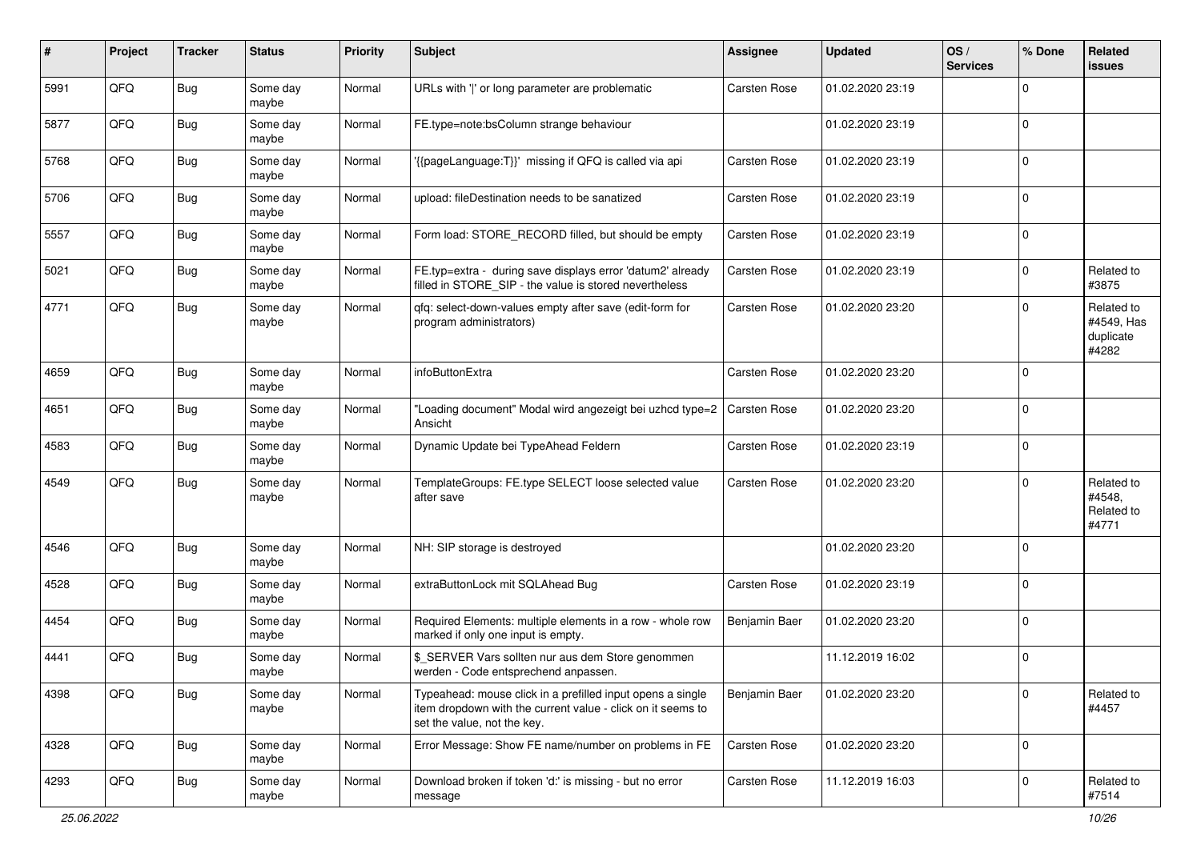| # | Project | Tracker | Status | Priority | Subject | Assignee | Updated | OS / Services | % Done | Related issues |
|---|---|---|---|---|---|---|---|---|---|---|
| 5991 | QFQ | Bug | Some day maybe | Normal | URLs with '\|' or long parameter are problematic | Carsten Rose | 01.02.2020 23:19 | | 0 | |
| 5877 | QFQ | Bug | Some day maybe | Normal | FE.type=note:bsColumn strange behaviour | | 01.02.2020 23:19 | | 0 | |
| 5768 | QFQ | Bug | Some day maybe | Normal | '{{pageLanguage:T}}' missing if QFQ is called via api | Carsten Rose | 01.02.2020 23:19 | | 0 | |
| 5706 | QFQ | Bug | Some day maybe | Normal | upload: fileDestination needs to be sanatized | Carsten Rose | 01.02.2020 23:19 | | 0 | |
| 5557 | QFQ | Bug | Some day maybe | Normal | Form load: STORE_RECORD filled, but should be empty | Carsten Rose | 01.02.2020 23:19 | | 0 | |
| 5021 | QFQ | Bug | Some day maybe | Normal | FE.typ=extra - during save displays error 'datum2' already filled in STORE_SIP - the value is stored nevertheless | Carsten Rose | 01.02.2020 23:19 | | 0 | Related to #3875 |
| 4771 | QFQ | Bug | Some day maybe | Normal | qfq: select-down-values empty after save (edit-form for program administrators) | Carsten Rose | 01.02.2020 23:20 | | 0 | Related to #4549, Has duplicate #4282 |
| 4659 | QFQ | Bug | Some day maybe | Normal | infoButtonExtra | Carsten Rose | 01.02.2020 23:20 | | 0 | |
| 4651 | QFQ | Bug | Some day maybe | Normal | "Loading document" Modal wird angezeigt bei uzhcd type=2 Ansicht | Carsten Rose | 01.02.2020 23:20 | | 0 | |
| 4583 | QFQ | Bug | Some day maybe | Normal | Dynamic Update bei TypeAhead Feldern | Carsten Rose | 01.02.2020 23:19 | | 0 | |
| 4549 | QFQ | Bug | Some day maybe | Normal | TemplateGroups: FE.type SELECT loose selected value after save | Carsten Rose | 01.02.2020 23:20 | | 0 | Related to #4548, Related to #4771 |
| 4546 | QFQ | Bug | Some day maybe | Normal | NH: SIP storage is destroyed | | 01.02.2020 23:20 | | 0 | |
| 4528 | QFQ | Bug | Some day maybe | Normal | extraButtonLock mit SQLAhead Bug | Carsten Rose | 01.02.2020 23:19 | | 0 | |
| 4454 | QFQ | Bug | Some day maybe | Normal | Required Elements: multiple elements in a row - whole row marked if only one input is empty. | Benjamin Baer | 01.02.2020 23:20 | | 0 | |
| 4441 | QFQ | Bug | Some day maybe | Normal | $_SERVER Vars sollten nur aus dem Store genommen werden - Code entsprechend anpassen. | | 11.12.2019 16:02 | | 0 | |
| 4398 | QFQ | Bug | Some day maybe | Normal | Typeahead: mouse click in a prefilled input opens a single item dropdown with the current value - click on it seems to set the value, not the key. | Benjamin Baer | 01.02.2020 23:20 | | 0 | Related to #4457 |
| 4328 | QFQ | Bug | Some day maybe | Normal | Error Message: Show FE name/number on problems in FE | Carsten Rose | 01.02.2020 23:20 | | 0 | |
| 4293 | QFQ | Bug | Some day maybe | Normal | Download broken if token 'd:' is missing - but no error message | Carsten Rose | 11.12.2019 16:03 | | 0 | Related to #7514 |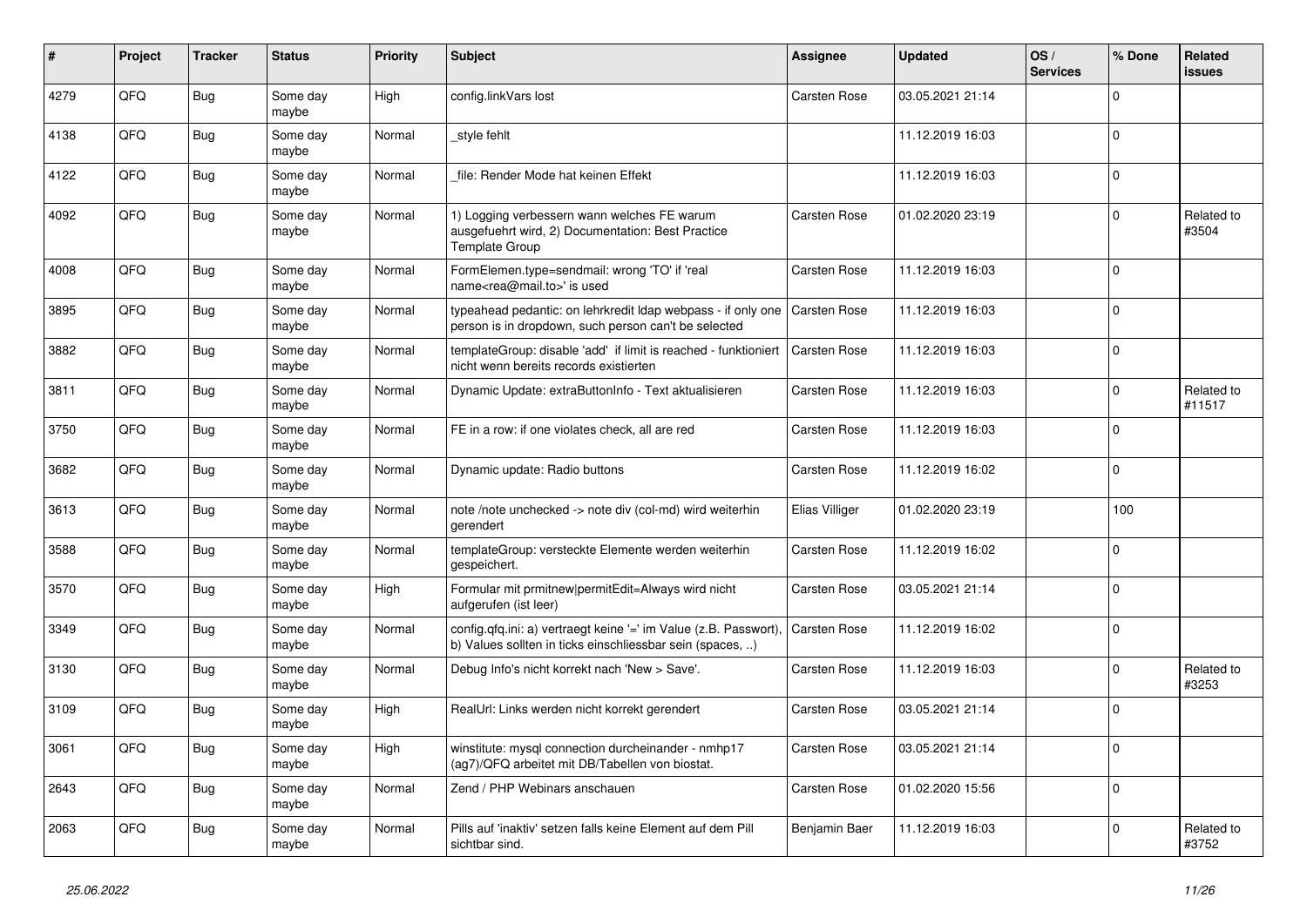| # | Project | Tracker | Status | Priority | Subject | Assignee | Updated | OS / Services | % Done | Related issues |
|---|---|---|---|---|---|---|---|---|---|---|
| 4279 | QFQ | Bug | Some day maybe | High | config.linkVars lost | Carsten Rose | 03.05.2021 21:14 | | 0 | |
| 4138 | QFQ | Bug | Some day maybe | Normal | _style fehlt | | 11.12.2019 16:03 | | 0 | |
| 4122 | QFQ | Bug | Some day maybe | Normal | _file: Render Mode hat keinen Effekt | | 11.12.2019 16:03 | | 0 | |
| 4092 | QFQ | Bug | Some day maybe | Normal | 1) Logging verbessern wann welches FE warum ausgefuehrt wird, 2) Documentation: Best Practice Template Group | Carsten Rose | 01.02.2020 23:19 | | 0 | Related to #3504 |
| 4008 | QFQ | Bug | Some day maybe | Normal | FormElemen.type=sendmail: wrong 'TO' if 'real name<rea@mail.to>' is used | Carsten Rose | 11.12.2019 16:03 | | 0 | |
| 3895 | QFQ | Bug | Some day maybe | Normal | typeahead pedantic: on lehrkredit ldap webpass - if only one person is in dropdown, such person can't be selected | Carsten Rose | 11.12.2019 16:03 | | 0 | |
| 3882 | QFQ | Bug | Some day maybe | Normal | templateGroup: disable 'add' if limit is reached - funktioniert nicht wenn bereits records existierten | Carsten Rose | 11.12.2019 16:03 | | 0 | |
| 3811 | QFQ | Bug | Some day maybe | Normal | Dynamic Update: extraButtonInfo - Text aktualisieren | Carsten Rose | 11.12.2019 16:03 | | 0 | Related to #11517 |
| 3750 | QFQ | Bug | Some day maybe | Normal | FE in a row: if one violates check, all are red | Carsten Rose | 11.12.2019 16:03 | | 0 | |
| 3682 | QFQ | Bug | Some day maybe | Normal | Dynamic update: Radio buttons | Carsten Rose | 11.12.2019 16:02 | | 0 | |
| 3613 | QFQ | Bug | Some day maybe | Normal | note /note unchecked -> note div (col-md) wird weiterhin gerendert | Elias Villiger | 01.02.2020 23:19 | | 100 | |
| 3588 | QFQ | Bug | Some day maybe | Normal | templateGroup: versteckte Elemente werden weiterhin gespeichert. | Carsten Rose | 11.12.2019 16:02 | | 0 | |
| 3570 | QFQ | Bug | Some day maybe | High | Formular mit prmitnew\|permitEdit=Always wird nicht aufgerufen (ist leer) | Carsten Rose | 03.05.2021 21:14 | | 0 | |
| 3349 | QFQ | Bug | Some day maybe | Normal | config.qfq.ini: a) vertraegt keine '=' im Value (z.B. Passwort), b) Values sollten in ticks einschliessbar sein (spaces, ..) | Carsten Rose | 11.12.2019 16:02 | | 0 | |
| 3130 | QFQ | Bug | Some day maybe | Normal | Debug Info's nicht korrekt nach 'New > Save'. | Carsten Rose | 11.12.2019 16:03 | | 0 | Related to #3253 |
| 3109 | QFQ | Bug | Some day maybe | High | RealUrl: Links werden nicht korrekt gerendert | Carsten Rose | 03.05.2021 21:14 | | 0 | |
| 3061 | QFQ | Bug | Some day maybe | High | winstitute: mysql connection durcheinander - nmhp17 (ag7)/QFQ arbeitet mit DB/Tabellen von biostat. | Carsten Rose | 03.05.2021 21:14 | | 0 | |
| 2643 | QFQ | Bug | Some day maybe | Normal | Zend / PHP Webinars anschauen | Carsten Rose | 01.02.2020 15:56 | | 0 | |
| 2063 | QFQ | Bug | Some day maybe | Normal | Pills auf 'inaktiv' setzen falls keine Element auf dem Pill sichtbar sind. | Benjamin Baer | 11.12.2019 16:03 | | 0 | Related to #3752 |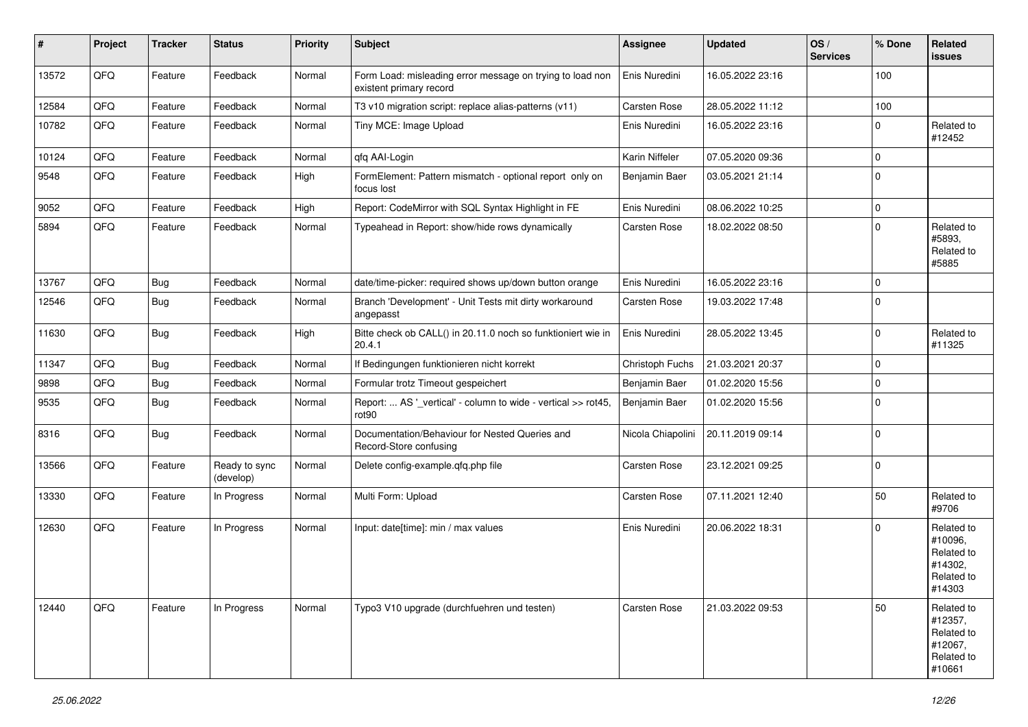| # | Project | Tracker | Status | Priority | Subject | Assignee | Updated | OS / Services | % Done | Related issues |
|---|---|---|---|---|---|---|---|---|---|---|
| 13572 | QFQ | Feature | Feedback | Normal | Form Load: misleading error message on trying to load non existent primary record | Enis Nuredini | 16.05.2022 23:16 | | 100 | |
| 12584 | QFQ | Feature | Feedback | Normal | T3 v10 migration script: replace alias-patterns (v11) | Carsten Rose | 28.05.2022 11:12 | | 100 | |
| 10782 | QFQ | Feature | Feedback | Normal | Tiny MCE: Image Upload | Enis Nuredini | 16.05.2022 23:16 | | 0 | Related to #12452 |
| 10124 | QFQ | Feature | Feedback | Normal | qfq AAI-Login | Karin Niffeler | 07.05.2020 09:36 | | 0 | |
| 9548 | QFQ | Feature | Feedback | High | FormElement: Pattern mismatch - optional report only on focus lost | Benjamin Baer | 03.05.2021 21:14 | | 0 | |
| 9052 | QFQ | Feature | Feedback | High | Report: CodeMirror with SQL Syntax Highlight in FE | Enis Nuredini | 08.06.2022 10:25 | | 0 | |
| 5894 | QFQ | Feature | Feedback | Normal | Typeahead in Report: show/hide rows dynamically | Carsten Rose | 18.02.2022 08:50 | | 0 | Related to #5893, Related to #5885 |
| 13767 | QFQ | Bug | Feedback | Normal | date/time-picker: required shows up/down button orange | Enis Nuredini | 16.05.2022 23:16 | | 0 | |
| 12546 | QFQ | Bug | Feedback | Normal | Branch 'Development' - Unit Tests mit dirty workaround angepasst | Carsten Rose | 19.03.2022 17:48 | | 0 | |
| 11630 | QFQ | Bug | Feedback | High | Bitte check ob CALL() in 20.11.0 noch so funktioniert wie in 20.4.1 | Enis Nuredini | 28.05.2022 13:45 | | 0 | Related to #11325 |
| 11347 | QFQ | Bug | Feedback | Normal | If Bedingungen funktionieren nicht korrekt | Christoph Fuchs | 21.03.2021 20:37 | | 0 | |
| 9898 | QFQ | Bug | Feedback | Normal | Formular trotz Timeout gespeichert | Benjamin Baer | 01.02.2020 15:56 | | 0 | |
| 9535 | QFQ | Bug | Feedback | Normal | Report: ... AS '_vertical' - column to wide - vertical >> rot45, rot90 | Benjamin Baer | 01.02.2020 15:56 | | 0 | |
| 8316 | QFQ | Bug | Feedback | Normal | Documentation/Behaviour for Nested Queries and Record-Store confusing | Nicola Chiapolini | 20.11.2019 09:14 | | 0 | |
| 13566 | QFQ | Feature | Ready to sync (develop) | Normal | Delete config-example.qfq.php file | Carsten Rose | 23.12.2021 09:25 | | 0 | |
| 13330 | QFQ | Feature | In Progress | Normal | Multi Form: Upload | Carsten Rose | 07.11.2021 12:40 | | 50 | Related to #9706 |
| 12630 | QFQ | Feature | In Progress | Normal | Input: date[time]: min / max values | Enis Nuredini | 20.06.2022 18:31 | | 0 | Related to #10096, Related to #14302, Related to #14303 |
| 12440 | QFQ | Feature | In Progress | Normal | Typo3 V10 upgrade (durchfuehren und testen) | Carsten Rose | 21.03.2022 09:53 | | 50 | Related to #12357, Related to #12067, Related to #10661 |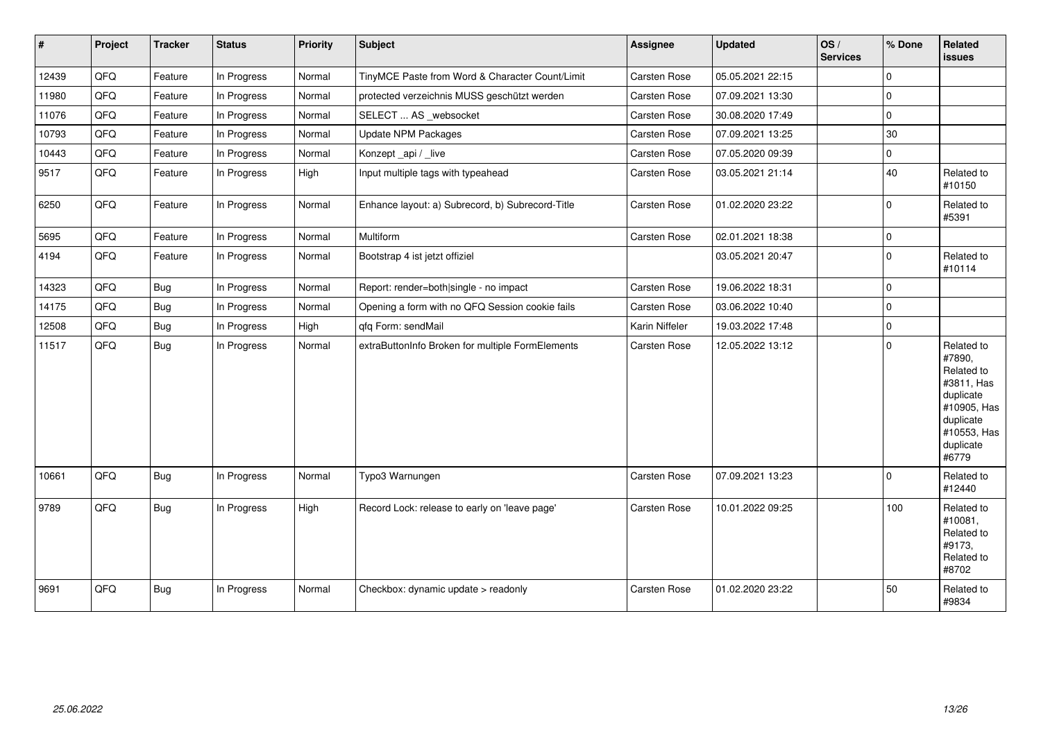| # | Project | Tracker | Status | Priority | Subject | Assignee | Updated | OS / Services | % Done | Related issues |
|---|---|---|---|---|---|---|---|---|---|---|
| 12439 | QFQ | Feature | In Progress | Normal | TinyMCE Paste from Word & Character Count/Limit | Carsten Rose | 05.05.2021 22:15 | | 0 | |
| 11980 | QFQ | Feature | In Progress | Normal | protected verzeichnis MUSS geschützt werden | Carsten Rose | 07.09.2021 13:30 | | 0 | |
| 11076 | QFQ | Feature | In Progress | Normal | SELECT ... AS _websocket | Carsten Rose | 30.08.2020 17:49 | | 0 | |
| 10793 | QFQ | Feature | In Progress | Normal | Update NPM Packages | Carsten Rose | 07.09.2021 13:25 | | 30 | |
| 10443 | QFQ | Feature | In Progress | Normal | Konzept _api / _live | Carsten Rose | 07.05.2020 09:39 | | 0 | |
| 9517 | QFQ | Feature | In Progress | High | Input multiple tags with typeahead | Carsten Rose | 03.05.2021 21:14 | | 40 | Related to #10150 |
| 6250 | QFQ | Feature | In Progress | Normal | Enhance layout: a) Subrecord, b) Subrecord-Title | Carsten Rose | 01.02.2020 23:22 | | 0 | Related to #5391 |
| 5695 | QFQ | Feature | In Progress | Normal | Multiform | Carsten Rose | 02.01.2021 18:38 | | 0 | |
| 4194 | QFQ | Feature | In Progress | Normal | Bootstrap 4 ist jetzt offiziel | | 03.05.2021 20:47 | | 0 | Related to #10114 |
| 14323 | QFQ | Bug | In Progress | Normal | Report: render=both\|single - no impact | Carsten Rose | 19.06.2022 18:31 | | 0 | |
| 14175 | QFQ | Bug | In Progress | Normal | Opening a form with no QFQ Session cookie fails | Carsten Rose | 03.06.2022 10:40 | | 0 | |
| 12508 | QFQ | Bug | In Progress | High | qfq Form: sendMail | Karin Niffeler | 19.03.2022 17:48 | | 0 | |
| 11517 | QFQ | Bug | In Progress | Normal | extraButtonInfo Broken for multiple FormElements | Carsten Rose | 12.05.2022 13:12 | | 0 | Related to #7890, Related to #3811, Has duplicate #10905, Has duplicate #10553, Has duplicate #6779 |
| 10661 | QFQ | Bug | In Progress | Normal | Typo3 Warnungen | Carsten Rose | 07.09.2021 13:23 | | 0 | Related to #12440 |
| 9789 | QFQ | Bug | In Progress | High | Record Lock: release to early on 'leave page' | Carsten Rose | 10.01.2022 09:25 | | 100 | Related to #10081, Related to #9173, Related to #8702 |
| 9691 | QFQ | Bug | In Progress | Normal | Checkbox: dynamic update > readonly | Carsten Rose | 01.02.2020 23:22 | | 50 | Related to #9834 |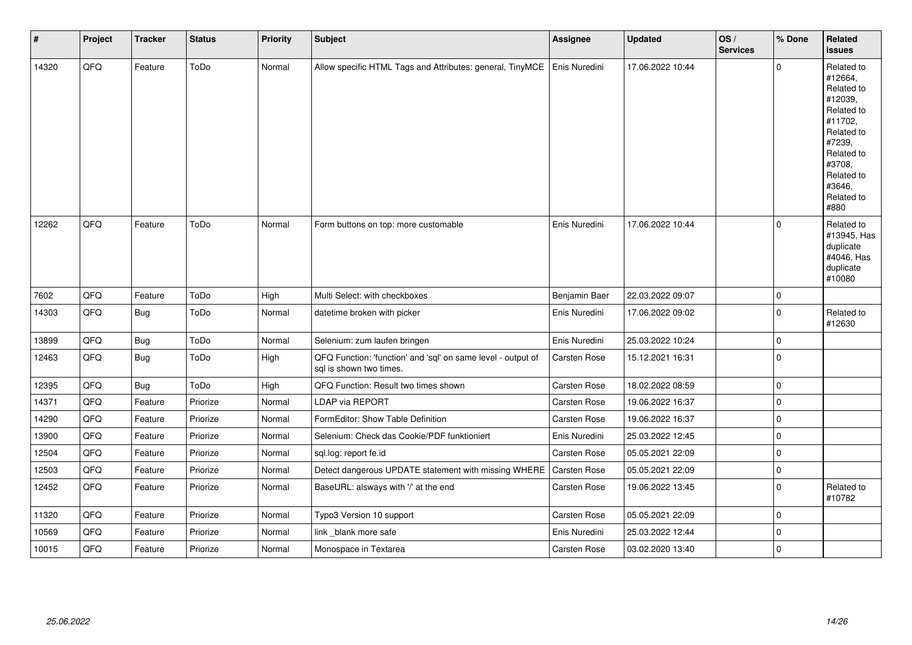| # | Project | Tracker | Status | Priority | Subject | Assignee | Updated | OS / Services | % Done | Related issues |
|---|---|---|---|---|---|---|---|---|---|---|
| 14320 | QFQ | Feature | ToDo | Normal | Allow specific HTML Tags and Attributes: general, TinyMCE | Enis Nuredini | 17.06.2022 10:44 | | 0 | Related to #12664, Related to #12039, Related to #11702, Related to #7239, Related to #3708, Related to #3646, Related to #880 |
| 12262 | QFQ | Feature | ToDo | Normal | Form buttons on top: more customable | Enis Nuredini | 17.06.2022 10:44 | | 0 | Related to #13945, Has duplicate #4046, Has duplicate #10080 |
| 7602 | QFQ | Feature | ToDo | High | Multi Select: with checkboxes | Benjamin Baer | 22.03.2022 09:07 | | 0 | |
| 14303 | QFQ | Bug | ToDo | Normal | datetime broken with picker | Enis Nuredini | 17.06.2022 09:02 | | 0 | Related to #12630 |
| 13899 | QFQ | Bug | ToDo | Normal | Selenium: zum laufen bringen | Enis Nuredini | 25.03.2022 10:24 | | 0 | |
| 12463 | QFQ | Bug | ToDo | High | QFQ Function: 'function' and 'sql' on same level - output of sql is shown two times. | Carsten Rose | 15.12.2021 16:31 | | 0 | |
| 12395 | QFQ | Bug | ToDo | High | QFQ Function: Result two times shown | Carsten Rose | 18.02.2022 08:59 | | 0 | |
| 14371 | QFQ | Feature | Priorize | Normal | LDAP via REPORT | Carsten Rose | 19.06.2022 16:37 | | 0 | |
| 14290 | QFQ | Feature | Priorize | Normal | FormEditor: Show Table Definition | Carsten Rose | 19.06.2022 16:37 | | 0 | |
| 13900 | QFQ | Feature | Priorize | Normal | Selenium: Check das Cookie/PDF funktioniert | Enis Nuredini | 25.03.2022 12:45 | | 0 | |
| 12504 | QFQ | Feature | Priorize | Normal | sql.log: report fe.id | Carsten Rose | 05.05.2021 22:09 | | 0 | |
| 12503 | QFQ | Feature | Priorize | Normal | Detect dangerous UPDATE statement with missing WHERE | Carsten Rose | 05.05.2021 22:09 | | 0 | |
| 12452 | QFQ | Feature | Priorize | Normal | BaseURL: alsways with '/' at the end | Carsten Rose | 19.06.2022 13:45 | | 0 | Related to #10782 |
| 11320 | QFQ | Feature | Priorize | Normal | Typo3 Version 10 support | Carsten Rose | 05.05.2021 22:09 | | 0 | |
| 10569 | QFQ | Feature | Priorize | Normal | link _blank more safe | Enis Nuredini | 25.03.2022 12:44 | | 0 | |
| 10015 | QFQ | Feature | Priorize | Normal | Monospace in Textarea | Carsten Rose | 03.02.2020 13:40 | | 0 | |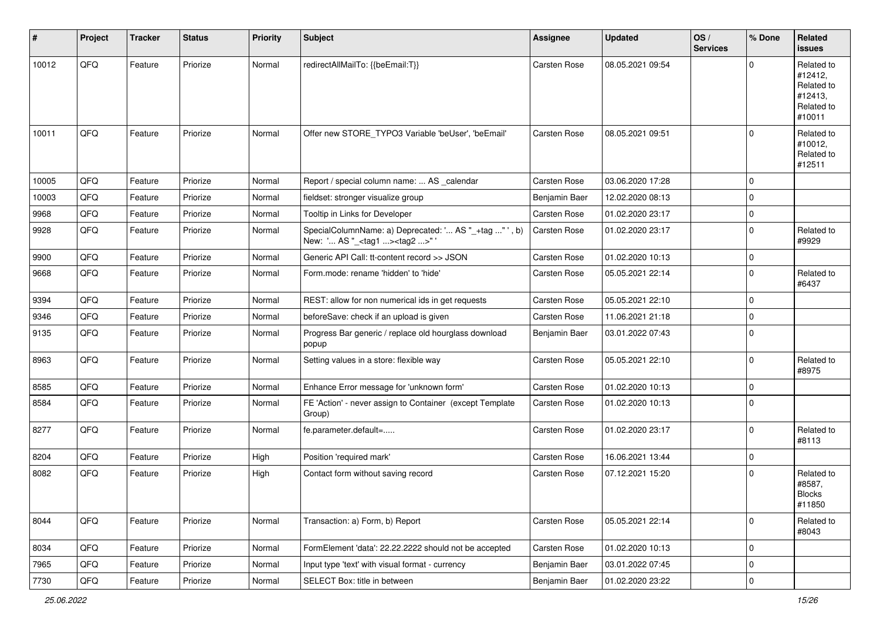| # | Project | Tracker | Status | Priority | Subject | Assignee | Updated | OS / Services | % Done | Related issues |
|---|---|---|---|---|---|---|---|---|---|---|
| 10012 | QFQ | Feature | Priorize | Normal | redirectAllMailTo: {{beEmail:T}} | Carsten Rose | 08.05.2021 09:54 | | 0 | Related to #12412, Related to #12413, Related to #10011 |
| 10011 | QFQ | Feature | Priorize | Normal | Offer new STORE_TYPO3 Variable 'beUser', 'beEmail' | Carsten Rose | 08.05.2021 09:51 | | 0 | Related to #10012, Related to #12511 |
| 10005 | QFQ | Feature | Priorize | Normal | Report / special column name: ... AS _calendar | Carsten Rose | 03.06.2020 17:28 | | 0 | |
| 10003 | QFQ | Feature | Priorize | Normal | fieldset: stronger visualize group | Benjamin Baer | 12.02.2020 08:13 | | 0 | |
| 9968 | QFQ | Feature | Priorize | Normal | Tooltip in Links for Developer | Carsten Rose | 01.02.2020 23:17 | | 0 | |
| 9928 | QFQ | Feature | Priorize | Normal | SpecialColumnName: a) Deprecated: '... AS "_+tag ..." ', b) New: '... AS "_<tag1 ...><tag2 ...>" ' | Carsten Rose | 01.02.2020 23:17 | | 0 | Related to #9929 |
| 9900 | QFQ | Feature | Priorize | Normal | Generic API Call: tt-content record >> JSON | Carsten Rose | 01.02.2020 10:13 | | 0 | |
| 9668 | QFQ | Feature | Priorize | Normal | Form.mode: rename 'hidden' to 'hide' | Carsten Rose | 05.05.2021 22:14 | | 0 | Related to #6437 |
| 9394 | QFQ | Feature | Priorize | Normal | REST: allow for non numerical ids in get requests | Carsten Rose | 05.05.2021 22:10 | | 0 | |
| 9346 | QFQ | Feature | Priorize | Normal | beforeSave: check if an upload is given | Carsten Rose | 11.06.2021 21:18 | | 0 | |
| 9135 | QFQ | Feature | Priorize | Normal | Progress Bar generic / replace old hourglass download popup | Benjamin Baer | 03.01.2022 07:43 | | 0 | |
| 8963 | QFQ | Feature | Priorize | Normal | Setting values in a store: flexible way | Carsten Rose | 05.05.2021 22:10 | | 0 | Related to #8975 |
| 8585 | QFQ | Feature | Priorize | Normal | Enhance Error message for 'unknown form' | Carsten Rose | 01.02.2020 10:13 | | 0 | |
| 8584 | QFQ | Feature | Priorize | Normal | FE 'Action' - never assign to Container (except Template Group) | Carsten Rose | 01.02.2020 10:13 | | 0 | |
| 8277 | QFQ | Feature | Priorize | Normal | fe.parameter.default=..... | Carsten Rose | 01.02.2020 23:17 | | 0 | Related to #8113 |
| 8204 | QFQ | Feature | Priorize | High | Position 'required mark' | Carsten Rose | 16.06.2021 13:44 | | 0 | |
| 8082 | QFQ | Feature | Priorize | High | Contact form without saving record | Carsten Rose | 07.12.2021 15:20 | | 0 | Related to #8587, Blocks #11850 |
| 8044 | QFQ | Feature | Priorize | Normal | Transaction: a) Form, b) Report | Carsten Rose | 05.05.2021 22:14 | | 0 | Related to #8043 |
| 8034 | QFQ | Feature | Priorize | Normal | FormElement 'data': 22.22.2222 should not be accepted | Carsten Rose | 01.02.2020 10:13 | | 0 | |
| 7965 | QFQ | Feature | Priorize | Normal | Input type 'text' with visual format - currency | Benjamin Baer | 03.01.2022 07:45 | | 0 | |
| 7730 | QFQ | Feature | Priorize | Normal | SELECT Box: title in between | Benjamin Baer | 01.02.2020 23:22 | | 0 | |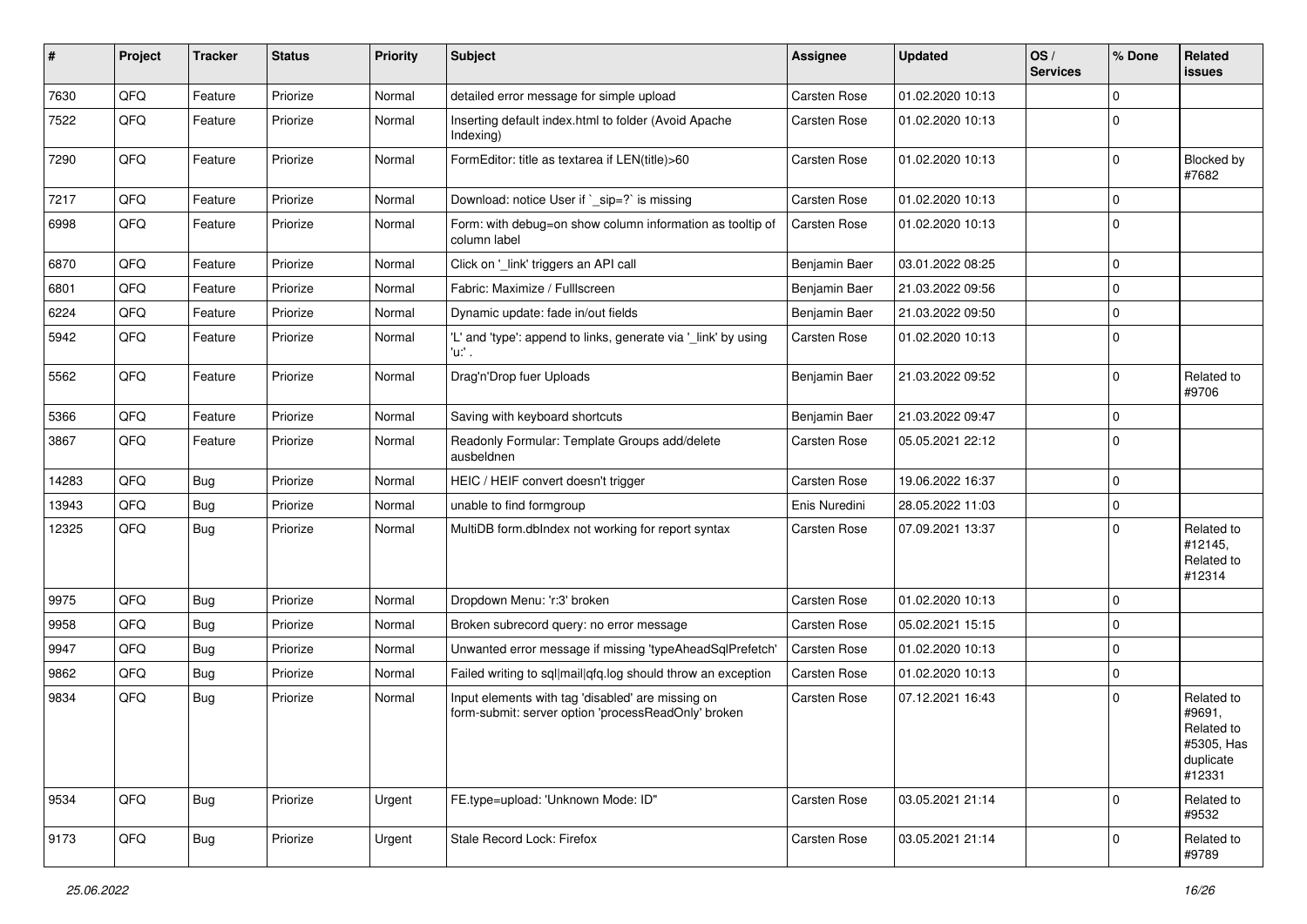| # | Project | Tracker | Status | Priority | Subject | Assignee | Updated | OS / Services | % Done | Related issues |
|---|---|---|---|---|---|---|---|---|---|---|
| 7630 | QFQ | Feature | Priorize | Normal | detailed error message for simple upload | Carsten Rose | 01.02.2020 10:13 | | 0 | |
| 7522 | QFQ | Feature | Priorize | Normal | Inserting default index.html to folder (Avoid Apache Indexing) | Carsten Rose | 01.02.2020 10:13 | | 0 | |
| 7290 | QFQ | Feature | Priorize | Normal | FormEditor: title as textarea if LEN(title)>60 | Carsten Rose | 01.02.2020 10:13 | | 0 | Blocked by #7682 |
| 7217 | QFQ | Feature | Priorize | Normal | Download: notice User if `_sip=?` is missing | Carsten Rose | 01.02.2020 10:13 | | 0 | |
| 6998 | QFQ | Feature | Priorize | Normal | Form: with debug=on show column information as tooltip of column label | Carsten Rose | 01.02.2020 10:13 | | 0 | |
| 6870 | QFQ | Feature | Priorize | Normal | Click on '_link' triggers an API call | Benjamin Baer | 03.01.2022 08:25 | | 0 | |
| 6801 | QFQ | Feature | Priorize | Normal | Fabric: Maximize / Fulllscreen | Benjamin Baer | 21.03.2022 09:56 | | 0 | |
| 6224 | QFQ | Feature | Priorize | Normal | Dynamic update: fade in/out fields | Benjamin Baer | 21.03.2022 09:50 | | 0 | |
| 5942 | QFQ | Feature | Priorize | Normal | 'L' and 'type': append to links, generate via '_link' by using 'u:' . | Carsten Rose | 01.02.2020 10:13 | | 0 | |
| 5562 | QFQ | Feature | Priorize | Normal | Drag'n'Drop fuer Uploads | Benjamin Baer | 21.03.2022 09:52 | | 0 | Related to #9706 |
| 5366 | QFQ | Feature | Priorize | Normal | Saving with keyboard shortcuts | Benjamin Baer | 21.03.2022 09:47 | | 0 | |
| 3867 | QFQ | Feature | Priorize | Normal | Readonly Formular: Template Groups add/delete ausbeldnen | Carsten Rose | 05.05.2021 22:12 | | 0 | |
| 14283 | QFQ | Bug | Priorize | Normal | HEIC / HEIF convert doesn't trigger | Carsten Rose | 19.06.2022 16:37 | | 0 | |
| 13943 | QFQ | Bug | Priorize | Normal | unable to find formgroup | Enis Nuredini | 28.05.2022 11:03 | | 0 | |
| 12325 | QFQ | Bug | Priorize | Normal | MultiDB form.dbIndex not working for report syntax | Carsten Rose | 07.09.2021 13:37 | | 0 | Related to #12145, Related to #12314 |
| 9975 | QFQ | Bug | Priorize | Normal | Dropdown Menu: 'r:3' broken | Carsten Rose | 01.02.2020 10:13 | | 0 | |
| 9958 | QFQ | Bug | Priorize | Normal | Broken subrecord query: no error message | Carsten Rose | 05.02.2021 15:15 | | 0 | |
| 9947 | QFQ | Bug | Priorize | Normal | Unwanted error message if missing 'typeAheadSqlPrefetch' | Carsten Rose | 01.02.2020 10:13 | | 0 | |
| 9862 | QFQ | Bug | Priorize | Normal | Failed writing to sql|mail|qfq.log should throw an exception | Carsten Rose | 01.02.2020 10:13 | | 0 | |
| 9834 | QFQ | Bug | Priorize | Normal | Input elements with tag 'disabled' are missing on form-submit: server option 'processReadOnly' broken | Carsten Rose | 07.12.2021 16:43 | | 0 | Related to #9691, Related to #5305, Has duplicate #12331 |
| 9534 | QFQ | Bug | Priorize | Urgent | FE.type=upload: 'Unknown Mode: ID" | Carsten Rose | 03.05.2021 21:14 | | 0 | Related to #9532 |
| 9173 | QFQ | Bug | Priorize | Urgent | Stale Record Lock: Firefox | Carsten Rose | 03.05.2021 21:14 | | 0 | Related to #9789 |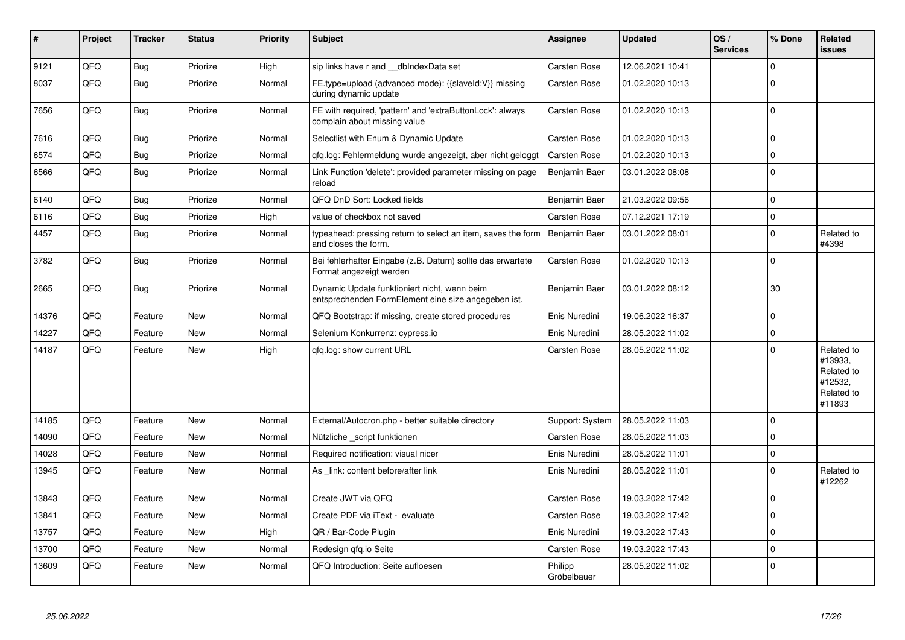| # | Project | Tracker | Status | Priority | Subject | Assignee | Updated | OS / Services | % Done | Related issues |
|---|---|---|---|---|---|---|---|---|---|---|
| 9121 | QFQ | Bug | Priorize | High | sip links have r and __dbIndexData set | Carsten Rose | 12.06.2021 10:41 | | 0 | |
| 8037 | QFQ | Bug | Priorize | Normal | FE.type=upload (advanced mode): {{slaveId:V}} missing during dynamic update | Carsten Rose | 01.02.2020 10:13 | | 0 | |
| 7656 | QFQ | Bug | Priorize | Normal | FE with required, 'pattern' and 'extraButtonLock': always complain about missing value | Carsten Rose | 01.02.2020 10:13 | | 0 | |
| 7616 | QFQ | Bug | Priorize | Normal | Selectlist with Enum & Dynamic Update | Carsten Rose | 01.02.2020 10:13 | | 0 | |
| 6574 | QFQ | Bug | Priorize | Normal | qfq.log: Fehlermeldung wurde angezeigt, aber nicht geloggt | Carsten Rose | 01.02.2020 10:13 | | 0 | |
| 6566 | QFQ | Bug | Priorize | Normal | Link Function 'delete': provided parameter missing on page reload | Benjamin Baer | 03.01.2022 08:08 | | 0 | |
| 6140 | QFQ | Bug | Priorize | Normal | QFQ DnD Sort: Locked fields | Benjamin Baer | 21.03.2022 09:56 | | 0 | |
| 6116 | QFQ | Bug | Priorize | High | value of checkbox not saved | Carsten Rose | 07.12.2021 17:19 | | 0 | |
| 4457 | QFQ | Bug | Priorize | Normal | typeahead: pressing return to select an item, saves the form and closes the form. | Benjamin Baer | 03.01.2022 08:01 | | 0 | Related to #4398 |
| 3782 | QFQ | Bug | Priorize | Normal | Bei fehlerhafter Eingabe (z.B. Datum) sollte das erwartete Format angezeigt werden | Carsten Rose | 01.02.2020 10:13 | | 0 | |
| 2665 | QFQ | Bug | Priorize | Normal | Dynamic Update funktioniert nicht, wenn beim entsprechenden FormElement eine size angegeben ist. | Benjamin Baer | 03.01.2022 08:12 | | 30 | |
| 14376 | QFQ | Feature | New | Normal | QFQ Bootstrap: if missing, create stored procedures | Enis Nuredini | 19.06.2022 16:37 | | 0 | |
| 14227 | QFQ | Feature | New | Normal | Selenium Konkurrenz: cypress.io | Enis Nuredini | 28.05.2022 11:02 | | 0 | |
| 14187 | QFQ | Feature | New | High | qfq.log: show current URL | Carsten Rose | 28.05.2022 11:02 | | 0 | Related to #13933, Related to #12532, Related to #11893 |
| 14185 | QFQ | Feature | New | Normal | External/Autocron.php - better suitable directory | Support: System | 28.05.2022 11:03 | | 0 | |
| 14090 | QFQ | Feature | New | Normal | Nützliche _script funktionen | Carsten Rose | 28.05.2022 11:03 | | 0 | |
| 14028 | QFQ | Feature | New | Normal | Required notification: visual nicer | Enis Nuredini | 28.05.2022 11:01 | | 0 | |
| 13945 | QFQ | Feature | New | Normal | As _link: content before/after link | Enis Nuredini | 28.05.2022 11:01 | | 0 | Related to #12262 |
| 13843 | QFQ | Feature | New | Normal | Create JWT via QFQ | Carsten Rose | 19.03.2022 17:42 | | 0 | |
| 13841 | QFQ | Feature | New | Normal | Create PDF via iText - evaluate | Carsten Rose | 19.03.2022 17:42 | | 0 | |
| 13757 | QFQ | Feature | New | High | QR / Bar-Code Plugin | Enis Nuredini | 19.03.2022 17:43 | | 0 | |
| 13700 | QFQ | Feature | New | Normal | Redesign qfq.io Seite | Carsten Rose | 19.03.2022 17:43 | | 0 | |
| 13609 | QFQ | Feature | New | Normal | QFQ Introduction: Seite aufloesen | Philipp Gröbelbauer | 28.05.2022 11:02 | | 0 | |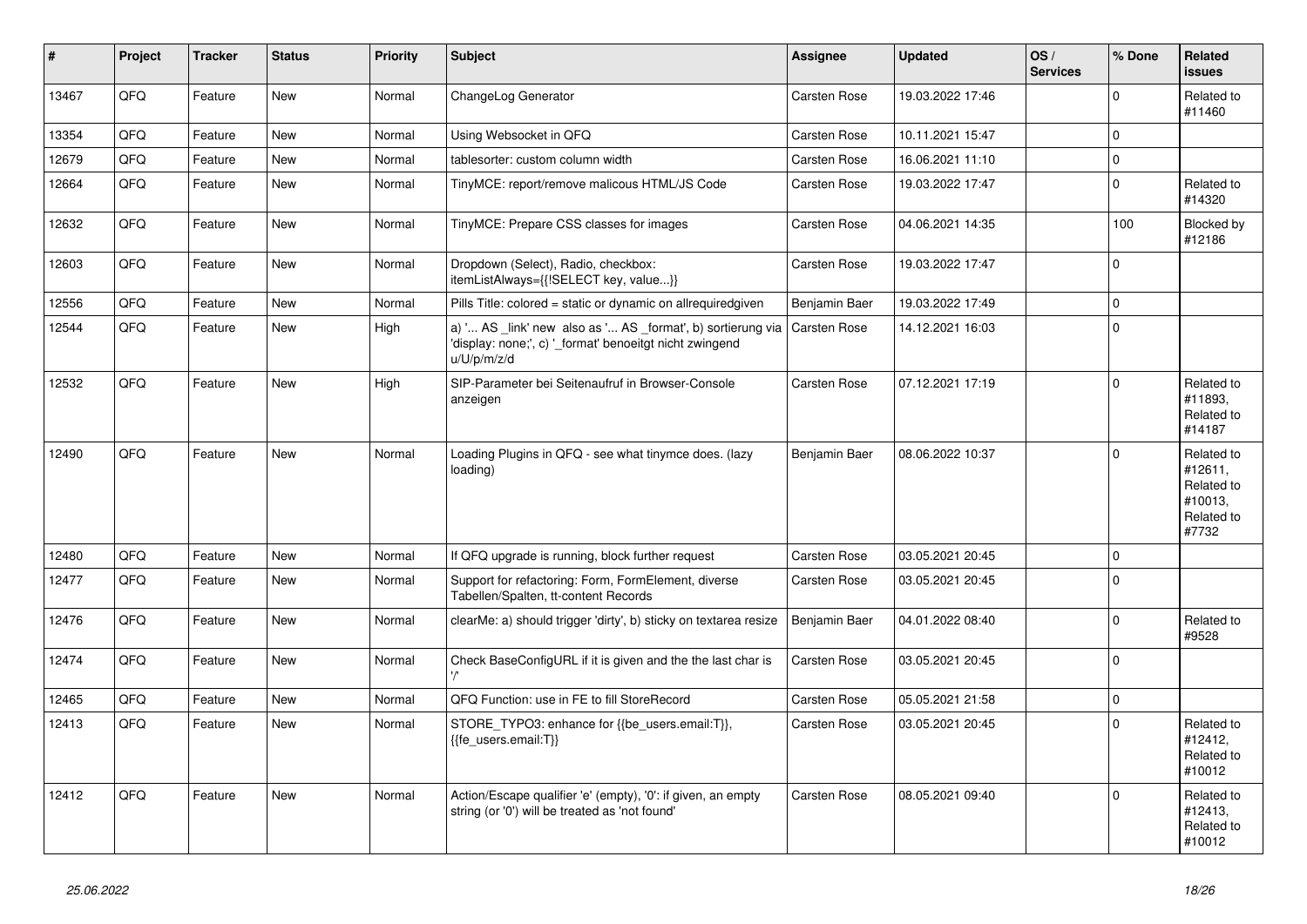| # | Project | Tracker | Status | Priority | Subject | Assignee | Updated | OS / Services | % Done | Related issues |
|---|---|---|---|---|---|---|---|---|---|---|
| 13467 | QFQ | Feature | New | Normal | ChangeLog Generator | Carsten Rose | 19.03.2022 17:46 | | 0 | Related to #11460 |
| 13354 | QFQ | Feature | New | Normal | Using Websocket in QFQ | Carsten Rose | 10.11.2021 15:47 | | 0 | |
| 12679 | QFQ | Feature | New | Normal | tablesorter: custom column width | Carsten Rose | 16.06.2021 11:10 | | 0 | |
| 12664 | QFQ | Feature | New | Normal | TinyMCE: report/remove malicous HTML/JS Code | Carsten Rose | 19.03.2022 17:47 | | 0 | Related to #14320 |
| 12632 | QFQ | Feature | New | Normal | TinyMCE: Prepare CSS classes for images | Carsten Rose | 04.06.2021 14:35 | | 100 | Blocked by #12186 |
| 12603 | QFQ | Feature | New | Normal | Dropdown (Select), Radio, checkbox: itemListAlways={{!SELECT key, value...}} | Carsten Rose | 19.03.2022 17:47 | | 0 | |
| 12556 | QFQ | Feature | New | Normal | Pills Title: colored = static or dynamic on allrequiredgiven | Benjamin Baer | 19.03.2022 17:49 | | 0 | |
| 12544 | QFQ | Feature | New | High | a) '... AS _link' new also as '... AS _format', b) sortierung via 'display: none;', c) '_format' benoeitgt nicht zwingend u/U/p/m/z/d | Carsten Rose | 14.12.2021 16:03 | | 0 | |
| 12532 | QFQ | Feature | New | High | SIP-Parameter bei Seitenaufruf in Browser-Console anzeigen | Carsten Rose | 07.12.2021 17:19 | | 0 | Related to #11893, Related to #14187 |
| 12490 | QFQ | Feature | New | Normal | Loading Plugins in QFQ - see what tinymce does. (lazy loading) | Benjamin Baer | 08.06.2022 10:37 | | 0 | Related to #12611, Related to #10013, Related to #7732 |
| 12480 | QFQ | Feature | New | Normal | If QFQ upgrade is running, block further request | Carsten Rose | 03.05.2021 20:45 | | 0 | |
| 12477 | QFQ | Feature | New | Normal | Support for refactoring: Form, FormElement, diverse Tabellen/Spalten, tt-content Records | Carsten Rose | 03.05.2021 20:45 | | 0 | |
| 12476 | QFQ | Feature | New | Normal | clearMe: a) should trigger 'dirty', b) sticky on textarea resize | Benjamin Baer | 04.01.2022 08:40 | | 0 | Related to #9528 |
| 12474 | QFQ | Feature | New | Normal | Check BaseConfigURL if it is given and the the last char is '/' | Carsten Rose | 03.05.2021 20:45 | | 0 | |
| 12465 | QFQ | Feature | New | Normal | QFQ Function: use in FE to fill StoreRecord | Carsten Rose | 05.05.2021 21:58 | | 0 | |
| 12413 | QFQ | Feature | New | Normal | STORE_TYPO3: enhance for {{be_users.email:T}}, {{fe_users.email:T}} | Carsten Rose | 03.05.2021 20:45 | | 0 | Related to #12412, Related to #10012 |
| 12412 | QFQ | Feature | New | Normal | Action/Escape qualifier 'e' (empty), '0': if given, an empty string (or '0') will be treated as 'not found' | Carsten Rose | 08.05.2021 09:40 | | 0 | Related to #12413, Related to #10012 |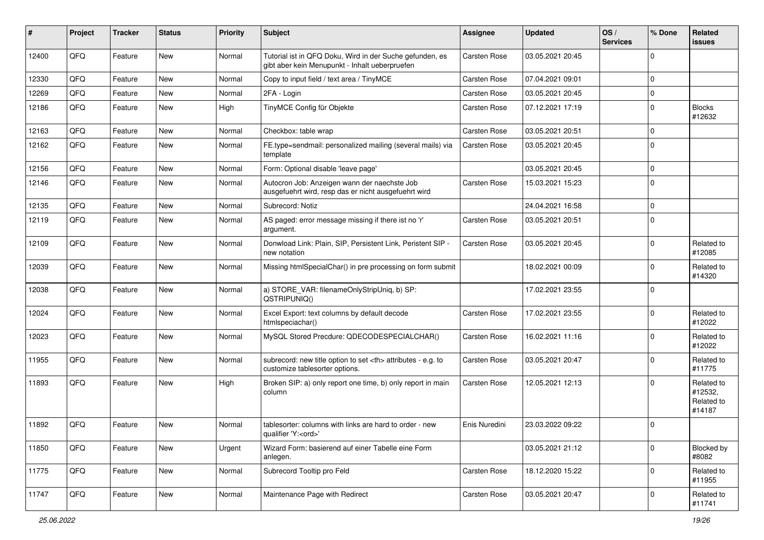| # | Project | Tracker | Status | Priority | Subject | Assignee | Updated | OS / Services | % Done | Related issues |
|---|---|---|---|---|---|---|---|---|---|---|
| 12400 | QFQ | Feature | New | Normal | Tutorial ist in QFQ Doku, Wird in der Suche gefunden, es gibt aber kein Menupunkt - Inhalt ueberpruefen | Carsten Rose | 03.05.2021 20:45 | | 0 | |
| 12330 | QFQ | Feature | New | Normal | Copy to input field / text area / TinyMCE | Carsten Rose | 07.04.2021 09:01 | | 0 | |
| 12269 | QFQ | Feature | New | Normal | 2FA - Login | Carsten Rose | 03.05.2021 20:45 | | 0 | |
| 12186 | QFQ | Feature | New | High | TinyMCE Config für Objekte | Carsten Rose | 07.12.2021 17:19 | | 0 | Blocks #12632 |
| 12163 | QFQ | Feature | New | Normal | Checkbox: table wrap | Carsten Rose | 03.05.2021 20:51 | | 0 | |
| 12162 | QFQ | Feature | New | Normal | FE.type=sendmail: personalized mailing (several mails) via template | Carsten Rose | 03.05.2021 20:45 | | 0 | |
| 12156 | QFQ | Feature | New | Normal | Form: Optional disable 'leave page' | | 03.05.2021 20:45 | | 0 | |
| 12146 | QFQ | Feature | New | Normal | Autocron Job: Anzeigen wann der naechste Job ausgefuehrt wird, resp das er nicht ausgefuehrt wird | Carsten Rose | 15.03.2021 15:23 | | 0 | |
| 12135 | QFQ | Feature | New | Normal | Subrecord: Notiz | | 24.04.2021 16:58 | | 0 | |
| 12119 | QFQ | Feature | New | Normal | AS paged: error message missing if there ist no 'r' argument. | Carsten Rose | 03.05.2021 20:51 | | 0 | |
| 12109 | QFQ | Feature | New | Normal | Donwload Link: Plain, SIP, Persistent Link, Peristent SIP - new notation | Carsten Rose | 03.05.2021 20:45 | | 0 | Related to #12085 |
| 12039 | QFQ | Feature | New | Normal | Missing htmlSpecialChar() in pre processing on form submit | | 18.02.2021 00:09 | | 0 | Related to #14320 |
| 12038 | QFQ | Feature | New | Normal | a) STORE_VAR: filenameOnlyStripUniq, b) SP: QSTRIPUNIQ() | | 17.02.2021 23:55 | | 0 | |
| 12024 | QFQ | Feature | New | Normal | Excel Export: text columns by default decode htmlspeciachar() | Carsten Rose | 17.02.2021 23:55 | | 0 | Related to #12022 |
| 12023 | QFQ | Feature | New | Normal | MySQL Stored Precdure: QDECODESPECIALCHAR() | Carsten Rose | 16.02.2021 11:16 | | 0 | Related to #12022 |
| 11955 | QFQ | Feature | New | Normal | subrecord: new title option to set <th> attributes - e.g. to customize tablesorter options. | Carsten Rose | 03.05.2021 20:47 | | 0 | Related to #11775 |
| 11893 | QFQ | Feature | New | High | Broken SIP: a) only report one time, b) only report in main column | Carsten Rose | 12.05.2021 12:13 | | 0 | Related to #12532, Related to #14187 |
| 11892 | QFQ | Feature | New | Normal | tablesorter: columns with links are hard to order - new qualifier 'Y:<ord>' | Enis Nuredini | 23.03.2022 09:22 | | 0 | |
| 11850 | QFQ | Feature | New | Urgent | Wizard Form: basierend auf einer Tabelle eine Form anlegen. | | 03.05.2021 21:12 | | 0 | Blocked by #8082 |
| 11775 | QFQ | Feature | New | Normal | Subrecord Tooltip pro Feld | Carsten Rose | 18.12.2020 15:22 | | 0 | Related to #11955 |
| 11747 | QFQ | Feature | New | Normal | Maintenance Page with Redirect | Carsten Rose | 03.05.2021 20:47 | | 0 | Related to #11741 |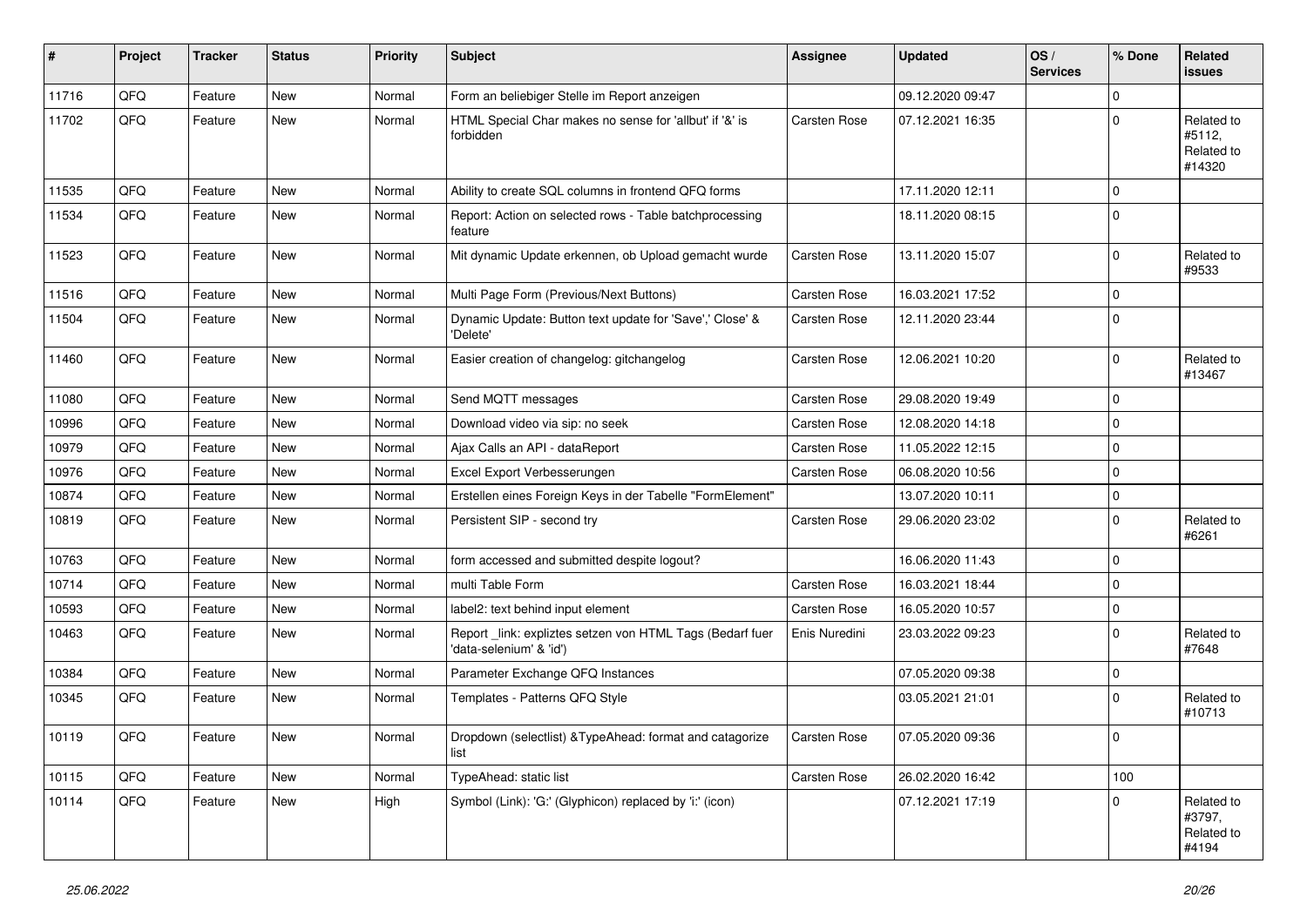| # | Project | Tracker | Status | Priority | Subject | Assignee | Updated | OS / Services | % Done | Related issues |
|---|---|---|---|---|---|---|---|---|---|---|
| 11716 | QFQ | Feature | New | Normal | Form an beliebiger Stelle im Report anzeigen | | 09.12.2020 09:47 | | 0 | |
| 11702 | QFQ | Feature | New | Normal | HTML Special Char makes no sense for 'allbut' if '&' is forbidden | Carsten Rose | 07.12.2021 16:35 | | 0 | Related to #5112, Related to #14320 |
| 11535 | QFQ | Feature | New | Normal | Ability to create SQL columns in frontend QFQ forms | | 17.11.2020 12:11 | | 0 | |
| 11534 | QFQ | Feature | New | Normal | Report: Action on selected rows - Table batchprocessing feature | | 18.11.2020 08:15 | | 0 | |
| 11523 | QFQ | Feature | New | Normal | Mit dynamic Update erkennen, ob Upload gemacht wurde | Carsten Rose | 13.11.2020 15:07 | | 0 | Related to #9533 |
| 11516 | QFQ | Feature | New | Normal | Multi Page Form (Previous/Next Buttons) | Carsten Rose | 16.03.2021 17:52 | | 0 | |
| 11504 | QFQ | Feature | New | Normal | Dynamic Update: Button text update for 'Save',' Close' & 'Delete' | Carsten Rose | 12.11.2020 23:44 | | 0 | |
| 11460 | QFQ | Feature | New | Normal | Easier creation of changelog: gitchangelog | Carsten Rose | 12.06.2021 10:20 | | 0 | Related to #13467 |
| 11080 | QFQ | Feature | New | Normal | Send MQTT messages | Carsten Rose | 29.08.2020 19:49 | | 0 | |
| 10996 | QFQ | Feature | New | Normal | Download video via sip: no seek | Carsten Rose | 12.08.2020 14:18 | | 0 | |
| 10979 | QFQ | Feature | New | Normal | Ajax Calls an API - dataReport | Carsten Rose | 11.05.2022 12:15 | | 0 | |
| 10976 | QFQ | Feature | New | Normal | Excel Export Verbesserungen | Carsten Rose | 06.08.2020 10:56 | | 0 | |
| 10874 | QFQ | Feature | New | Normal | Erstellen eines Foreign Keys in der Tabelle "FormElement" | | 13.07.2020 10:11 | | 0 | |
| 10819 | QFQ | Feature | New | Normal | Persistent SIP - second try | Carsten Rose | 29.06.2020 23:02 | | 0 | Related to #6261 |
| 10763 | QFQ | Feature | New | Normal | form accessed and submitted despite logout? | | 16.06.2020 11:43 | | 0 | |
| 10714 | QFQ | Feature | New | Normal | multi Table Form | Carsten Rose | 16.03.2021 18:44 | | 0 | |
| 10593 | QFQ | Feature | New | Normal | label2: text behind input element | Carsten Rose | 16.05.2020 10:57 | | 0 | |
| 10463 | QFQ | Feature | New | Normal | Report _link: expliztes setzen von HTML Tags (Bedarf fuer 'data-selenium' & 'id') | Enis Nuredini | 23.03.2022 09:23 | | 0 | Related to #7648 |
| 10384 | QFQ | Feature | New | Normal | Parameter Exchange QFQ Instances | | 07.05.2020 09:38 | | 0 | |
| 10345 | QFQ | Feature | New | Normal | Templates - Patterns QFQ Style | | 03.05.2021 21:01 | | 0 | Related to #10713 |
| 10119 | QFQ | Feature | New | Normal | Dropdown (selectlist) &TypeAhead: format and catagorize list | Carsten Rose | 07.05.2020 09:36 | | 0 | |
| 10115 | QFQ | Feature | New | Normal | TypeAhead: static list | Carsten Rose | 26.02.2020 16:42 | | 100 | |
| 10114 | QFQ | Feature | New | High | Symbol (Link): 'G:' (Glyphicon) replaced by 'i:' (icon) | | 07.12.2021 17:19 | | 0 | Related to #3797, Related to #4194 |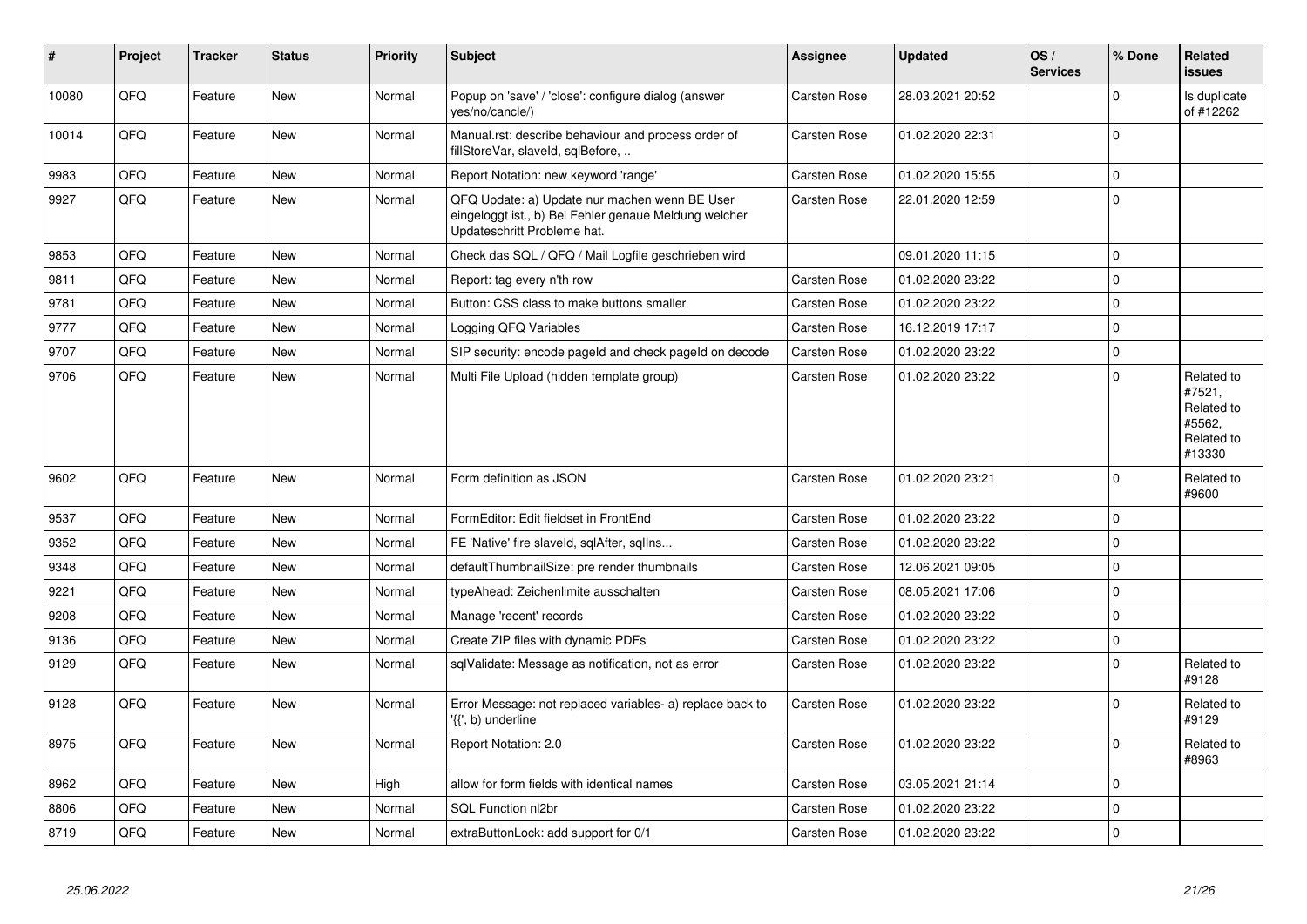| # | Project | Tracker | Status | Priority | Subject | Assignee | Updated | OS / Services | % Done | Related issues |
|---|---|---|---|---|---|---|---|---|---|---|
| 10080 | QFQ | Feature | New | Normal | Popup on 'save' / 'close': configure dialog (answer yes/no/cancle/) | Carsten Rose | 28.03.2021 20:52 | | 0 | Is duplicate of #12262 |
| 10014 | QFQ | Feature | New | Normal | Manual.rst: describe behaviour and process order of fillStoreVar, slaveId, sqlBefore, .. | Carsten Rose | 01.02.2020 22:31 | | 0 | |
| 9983 | QFQ | Feature | New | Normal | Report Notation: new keyword 'range' | Carsten Rose | 01.02.2020 15:55 | | 0 | |
| 9927 | QFQ | Feature | New | Normal | QFQ Update: a) Update nur machen wenn BE User eingeloggt ist., b) Bei Fehler genaue Meldung welcher Updateschritt Probleme hat. | Carsten Rose | 22.01.2020 12:59 | | 0 | |
| 9853 | QFQ | Feature | New | Normal | Check das SQL / QFQ / Mail Logfile geschrieben wird | | 09.01.2020 11:15 | | 0 | |
| 9811 | QFQ | Feature | New | Normal | Report: tag every n'th row | Carsten Rose | 01.02.2020 23:22 | | 0 | |
| 9781 | QFQ | Feature | New | Normal | Button: CSS class to make buttons smaller | Carsten Rose | 01.02.2020 23:22 | | 0 | |
| 9777 | QFQ | Feature | New | Normal | Logging QFQ Variables | Carsten Rose | 16.12.2019 17:17 | | 0 | |
| 9707 | QFQ | Feature | New | Normal | SIP security: encode pageId and check pageId on decode | Carsten Rose | 01.02.2020 23:22 | | 0 | |
| 9706 | QFQ | Feature | New | Normal | Multi File Upload (hidden template group) | Carsten Rose | 01.02.2020 23:22 | | 0 | Related to #7521, Related to #5562, Related to #13330 |
| 9602 | QFQ | Feature | New | Normal | Form definition as JSON | Carsten Rose | 01.02.2020 23:21 | | 0 | Related to #9600 |
| 9537 | QFQ | Feature | New | Normal | FormEditor: Edit fieldset in FrontEnd | Carsten Rose | 01.02.2020 23:22 | | 0 | |
| 9352 | QFQ | Feature | New | Normal | FE 'Native' fire slaveId, sqlAfter, sqlIns... | Carsten Rose | 01.02.2020 23:22 | | 0 | |
| 9348 | QFQ | Feature | New | Normal | defaultThumbnailSize: pre render thumbnails | Carsten Rose | 12.06.2021 09:05 | | 0 | |
| 9221 | QFQ | Feature | New | Normal | typeAhead: Zeichenlimite ausschalten | Carsten Rose | 08.05.2021 17:06 | | 0 | |
| 9208 | QFQ | Feature | New | Normal | Manage 'recent' records | Carsten Rose | 01.02.2020 23:22 | | 0 | |
| 9136 | QFQ | Feature | New | Normal | Create ZIP files with dynamic PDFs | Carsten Rose | 01.02.2020 23:22 | | 0 | |
| 9129 | QFQ | Feature | New | Normal | sqlValidate: Message as notification, not as error | Carsten Rose | 01.02.2020 23:22 | | 0 | Related to #9128 |
| 9128 | QFQ | Feature | New | Normal | Error Message: not replaced variables- a) replace back to '{{', b) underline | Carsten Rose | 01.02.2020 23:22 | | 0 | Related to #9129 |
| 8975 | QFQ | Feature | New | Normal | Report Notation: 2.0 | Carsten Rose | 01.02.2020 23:22 | | 0 | Related to #8963 |
| 8962 | QFQ | Feature | New | High | allow for form fields with identical names | Carsten Rose | 03.05.2021 21:14 | | 0 | |
| 8806 | QFQ | Feature | New | Normal | SQL Function nl2br | Carsten Rose | 01.02.2020 23:22 | | 0 | |
| 8719 | QFQ | Feature | New | Normal | extraButtonLock: add support for 0/1 | Carsten Rose | 01.02.2020 23:22 | | 0 | |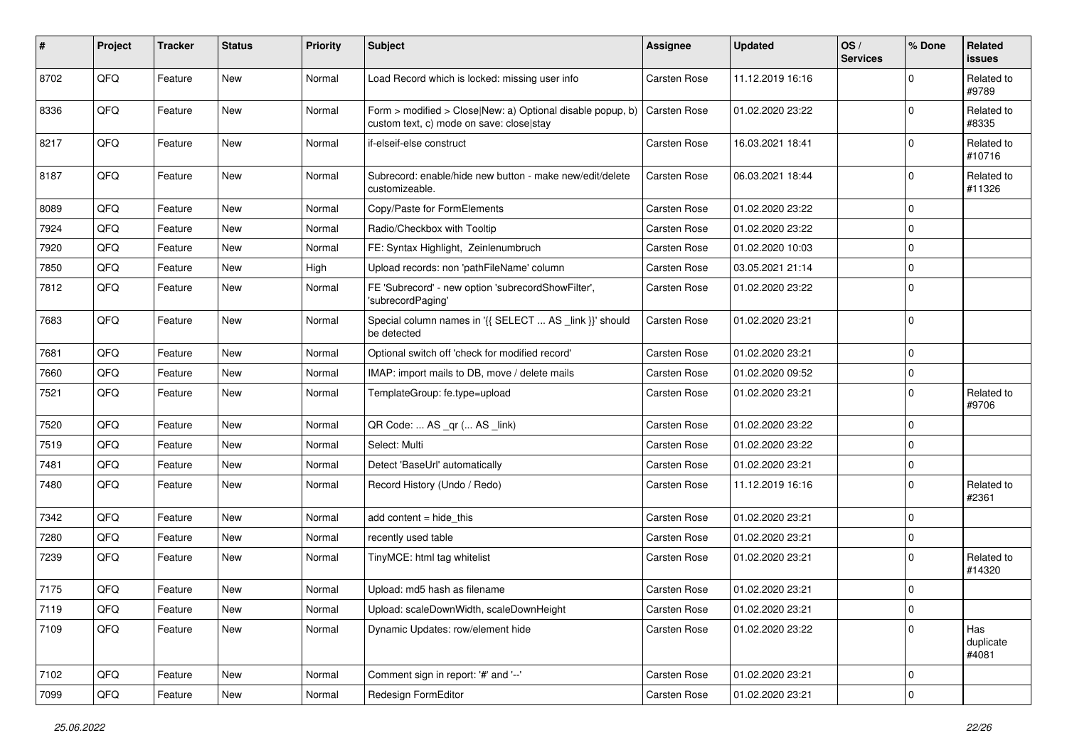| # | Project | Tracker | Status | Priority | Subject | Assignee | Updated | OS / Services | % Done | Related issues |
|---|---|---|---|---|---|---|---|---|---|---|
| 8702 | QFQ | Feature | New | Normal | Load Record which is locked: missing user info | Carsten Rose | 11.12.2019 16:16 | | 0 | Related to #9789 |
| 8336 | QFQ | Feature | New | Normal | Form > modified > Close\|New: a) Optional disable popup, b) custom text, c) mode on save: close\|stay | Carsten Rose | 01.02.2020 23:22 | | 0 | Related to #8335 |
| 8217 | QFQ | Feature | New | Normal | if-elseif-else construct | Carsten Rose | 16.03.2021 18:41 | | 0 | Related to #10716 |
| 8187 | QFQ | Feature | New | Normal | Subrecord: enable/hide new button - make new/edit/delete customizeable. | Carsten Rose | 06.03.2021 18:44 | | 0 | Related to #11326 |
| 8089 | QFQ | Feature | New | Normal | Copy/Paste for FormElements | Carsten Rose | 01.02.2020 23:22 | | 0 | |
| 7924 | QFQ | Feature | New | Normal | Radio/Checkbox with Tooltip | Carsten Rose | 01.02.2020 23:22 | | 0 | |
| 7920 | QFQ | Feature | New | Normal | FE: Syntax Highlight, Zeinlenumbruch | Carsten Rose | 01.02.2020 10:03 | | 0 | |
| 7850 | QFQ | Feature | New | High | Upload records: non 'pathFileName' column | Carsten Rose | 03.05.2021 21:14 | | 0 | |
| 7812 | QFQ | Feature | New | Normal | FE 'Subrecord' - new option 'subrecordShowFilter', 'subrecordPaging' | Carsten Rose | 01.02.2020 23:22 | | 0 | |
| 7683 | QFQ | Feature | New | Normal | Special column names in '{{ SELECT ... AS _link }}' should be detected | Carsten Rose | 01.02.2020 23:21 | | 0 | |
| 7681 | QFQ | Feature | New | Normal | Optional switch off 'check for modified record' | Carsten Rose | 01.02.2020 23:21 | | 0 | |
| 7660 | QFQ | Feature | New | Normal | IMAP: import mails to DB, move / delete mails | Carsten Rose | 01.02.2020 09:52 | | 0 | |
| 7521 | QFQ | Feature | New | Normal | TemplateGroup: fe.type=upload | Carsten Rose | 01.02.2020 23:21 | | 0 | Related to #9706 |
| 7520 | QFQ | Feature | New | Normal | QR Code: ... AS _qr (... AS _link) | Carsten Rose | 01.02.2020 23:22 | | 0 | |
| 7519 | QFQ | Feature | New | Normal | Select: Multi | Carsten Rose | 01.02.2020 23:22 | | 0 | |
| 7481 | QFQ | Feature | New | Normal | Detect 'BaseUrl' automatically | Carsten Rose | 01.02.2020 23:21 | | 0 | |
| 7480 | QFQ | Feature | New | Normal | Record History (Undo / Redo) | Carsten Rose | 11.12.2019 16:16 | | 0 | Related to #2361 |
| 7342 | QFQ | Feature | New | Normal | add content = hide_this | Carsten Rose | 01.02.2020 23:21 | | 0 | |
| 7280 | QFQ | Feature | New | Normal | recently used table | Carsten Rose | 01.02.2020 23:21 | | 0 | |
| 7239 | QFQ | Feature | New | Normal | TinyMCE: html tag whitelist | Carsten Rose | 01.02.2020 23:21 | | 0 | Related to #14320 |
| 7175 | QFQ | Feature | New | Normal | Upload: md5 hash as filename | Carsten Rose | 01.02.2020 23:21 | | 0 | |
| 7119 | QFQ | Feature | New | Normal | Upload: scaleDownWidth, scaleDownHeight | Carsten Rose | 01.02.2020 23:21 | | 0 | |
| 7109 | QFQ | Feature | New | Normal | Dynamic Updates: row/element hide | Carsten Rose | 01.02.2020 23:22 | | 0 | Has duplicate #4081 |
| 7102 | QFQ | Feature | New | Normal | Comment sign in report: '#' and '--' | Carsten Rose | 01.02.2020 23:21 | | 0 | |
| 7099 | QFQ | Feature | New | Normal | Redesign FormEditor | Carsten Rose | 01.02.2020 23:21 | | 0 | |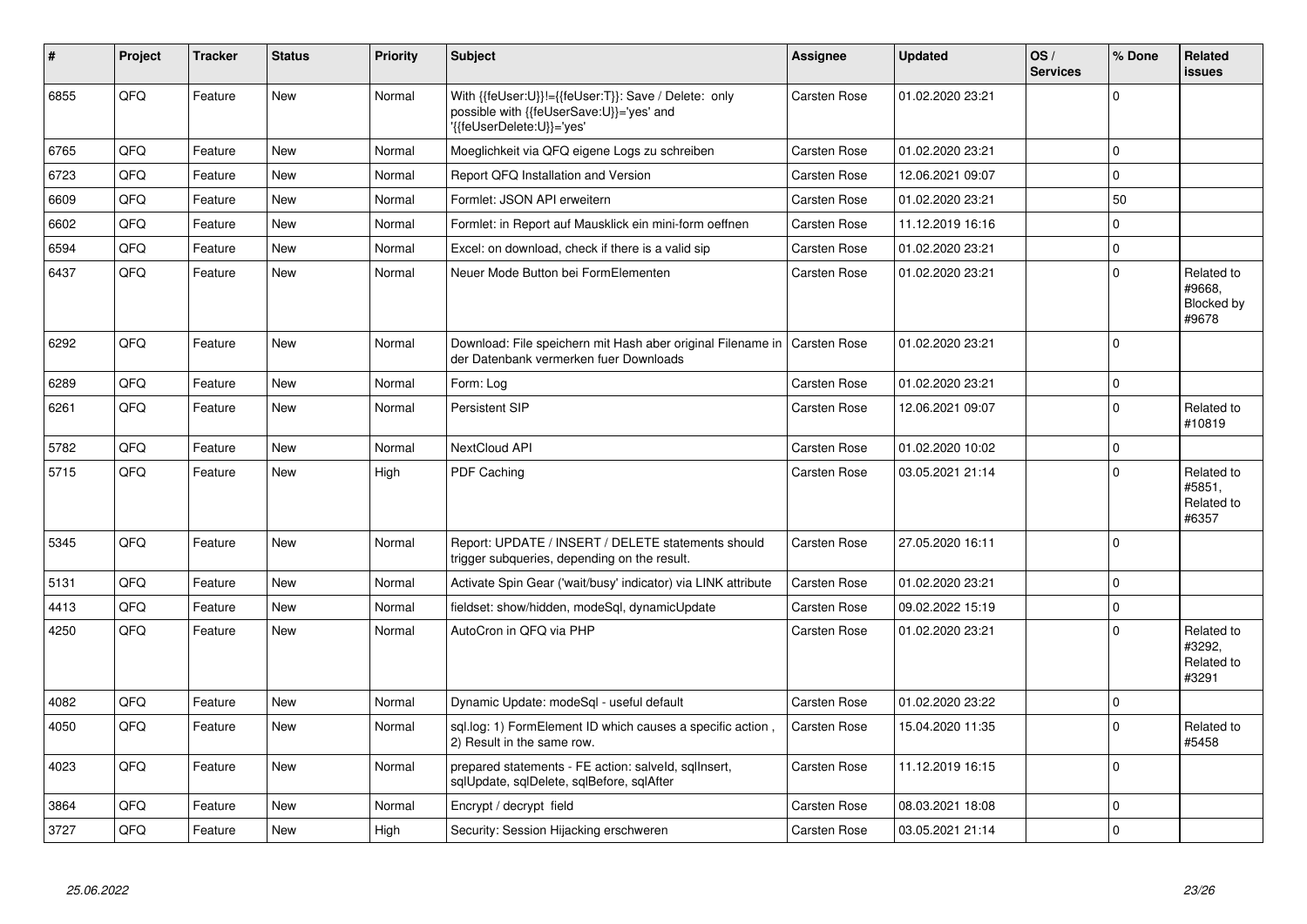| # | Project | Tracker | Status | Priority | Subject | Assignee | Updated | OS / Services | % Done | Related issues |
|---|---|---|---|---|---|---|---|---|---|---|
| 6855 | QFQ | Feature | New | Normal | With {{feUser:U}}!={{feUser:T}}: Save / Delete: only possible with {{feUserSave:U}}='yes' and '{{feUserDelete:U}}='yes' | Carsten Rose | 01.02.2020 23:21 | | 0 | |
| 6765 | QFQ | Feature | New | Normal | Moeglichkeit via QFQ eigene Logs zu schreiben | Carsten Rose | 01.02.2020 23:21 | | 0 | |
| 6723 | QFQ | Feature | New | Normal | Report QFQ Installation and Version | Carsten Rose | 12.06.2021 09:07 | | 0 | |
| 6609 | QFQ | Feature | New | Normal | Formlet: JSON API erweitern | Carsten Rose | 01.02.2020 23:21 | | 50 | |
| 6602 | QFQ | Feature | New | Normal | Formlet: in Report auf Mausklick ein mini-form oeffnen | Carsten Rose | 11.12.2019 16:16 | | 0 | |
| 6594 | QFQ | Feature | New | Normal | Excel: on download, check if there is a valid sip | Carsten Rose | 01.02.2020 23:21 | | 0 | |
| 6437 | QFQ | Feature | New | Normal | Neuer Mode Button bei FormElementen | Carsten Rose | 01.02.2020 23:21 | | 0 | Related to #9668, Blocked by #9678 |
| 6292 | QFQ | Feature | New | Normal | Download: File speichern mit Hash aber original Filename in der Datenbank vermerken fuer Downloads | Carsten Rose | 01.02.2020 23:21 | | 0 | |
| 6289 | QFQ | Feature | New | Normal | Form: Log | Carsten Rose | 01.02.2020 23:21 | | 0 | |
| 6261 | QFQ | Feature | New | Normal | Persistent SIP | Carsten Rose | 12.06.2021 09:07 | | 0 | Related to #10819 |
| 5782 | QFQ | Feature | New | Normal | NextCloud API | Carsten Rose | 01.02.2020 10:02 | | 0 | |
| 5715 | QFQ | Feature | New | High | PDF Caching | Carsten Rose | 03.05.2021 21:14 | | 0 | Related to #5851, Related to #6357 |
| 5345 | QFQ | Feature | New | Normal | Report: UPDATE / INSERT / DELETE statements should trigger subqueries, depending on the result. | Carsten Rose | 27.05.2020 16:11 | | 0 | |
| 5131 | QFQ | Feature | New | Normal | Activate Spin Gear ('wait/busy' indicator) via LINK attribute | Carsten Rose | 01.02.2020 23:21 | | 0 | |
| 4413 | QFQ | Feature | New | Normal | fieldset: show/hidden, modeSql, dynamicUpdate | Carsten Rose | 09.02.2022 15:19 | | 0 | |
| 4250 | QFQ | Feature | New | Normal | AutoCron in QFQ via PHP | Carsten Rose | 01.02.2020 23:21 | | 0 | Related to #3292, Related to #3291 |
| 4082 | QFQ | Feature | New | Normal | Dynamic Update: modeSql - useful default | Carsten Rose | 01.02.2020 23:22 | | 0 | |
| 4050 | QFQ | Feature | New | Normal | sql.log: 1) FormElement ID which causes a specific action , 2) Result in the same row. | Carsten Rose | 15.04.2020 11:35 | | 0 | Related to #5458 |
| 4023 | QFQ | Feature | New | Normal | prepared statements - FE action: salveId, sqlInsert, sqlUpdate, sqlDelete, sqlBefore, sqlAfter | Carsten Rose | 11.12.2019 16:15 | | 0 | |
| 3864 | QFQ | Feature | New | Normal | Encrypt / decrypt field | Carsten Rose | 08.03.2021 18:08 | | 0 | |
| 3727 | QFQ | Feature | New | High | Security: Session Hijacking erschweren | Carsten Rose | 03.05.2021 21:14 | | 0 | |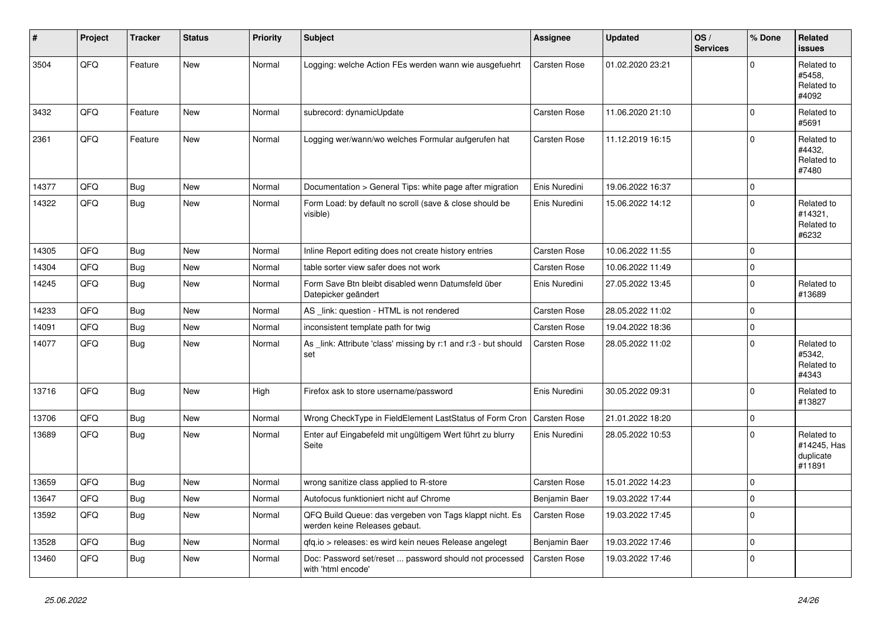| # | Project | Tracker | Status | Priority | Subject | Assignee | Updated | OS / Services | % Done | Related issues |
|---|---|---|---|---|---|---|---|---|---|---|
| 3504 | QFQ | Feature | New | Normal | Logging: welche Action FEs werden wann wie ausgefuehrt | Carsten Rose | 01.02.2020 23:21 | | 0 | Related to #5458, Related to #4092 |
| 3432 | QFQ | Feature | New | Normal | subrecord: dynamicUpdate | Carsten Rose | 11.06.2020 21:10 | | 0 | Related to #5691 |
| 2361 | QFQ | Feature | New | Normal | Logging wer/wann/wo welches Formular aufgerufen hat | Carsten Rose | 11.12.2019 16:15 | | 0 | Related to #4432, Related to #7480 |
| 14377 | QFQ | Bug | New | Normal | Documentation > General Tips: white page after migration | Enis Nuredini | 19.06.2022 16:37 | | 0 | |
| 14322 | QFQ | Bug | New | Normal | Form Load: by default no scroll (save & close should be visible) | Enis Nuredini | 15.06.2022 14:12 | | 0 | Related to #14321, Related to #6232 |
| 14305 | QFQ | Bug | New | Normal | Inline Report editing does not create history entries | Carsten Rose | 10.06.2022 11:55 | | 0 | |
| 14304 | QFQ | Bug | New | Normal | table sorter view safer does not work | Carsten Rose | 10.06.2022 11:49 | | 0 | |
| 14245 | QFQ | Bug | New | Normal | Form Save Btn bleibt disabled wenn Datumsfeld über Datepicker geändert | Enis Nuredini | 27.05.2022 13:45 | | 0 | Related to #13689 |
| 14233 | QFQ | Bug | New | Normal | AS _link: question - HTML is not rendered | Carsten Rose | 28.05.2022 11:02 | | 0 | |
| 14091 | QFQ | Bug | New | Normal | inconsistent template path for twig | Carsten Rose | 19.04.2022 18:36 | | 0 | |
| 14077 | QFQ | Bug | New | Normal | As _link: Attribute 'class' missing by r:1 and r:3 - but should set | Carsten Rose | 28.05.2022 11:02 | | 0 | Related to #5342, Related to #4343 |
| 13716 | QFQ | Bug | New | High | Firefox ask to store username/password | Enis Nuredini | 30.05.2022 09:31 | | 0 | Related to #13827 |
| 13706 | QFQ | Bug | New | Normal | Wrong CheckType in FieldElement LastStatus of Form Cron | Carsten Rose | 21.01.2022 18:20 | | 0 | |
| 13689 | QFQ | Bug | New | Normal | Enter auf Eingabefeld mit ungültigem Wert führt zu blurry Seite | Enis Nuredini | 28.05.2022 10:53 | | 0 | Related to #14245, Has duplicate #11891 |
| 13659 | QFQ | Bug | New | Normal | wrong sanitize class applied to R-store | Carsten Rose | 15.01.2022 14:23 | | 0 | |
| 13647 | QFQ | Bug | New | Normal | Autofocus funktioniert nicht auf Chrome | Benjamin Baer | 19.03.2022 17:44 | | 0 | |
| 13592 | QFQ | Bug | New | Normal | QFQ Build Queue: das vergeben von Tags klappt nicht. Es werden keine Releases gebaut. | Carsten Rose | 19.03.2022 17:45 | | 0 | |
| 13528 | QFQ | Bug | New | Normal | qfq.io > releases: es wird kein neues Release angelegt | Benjamin Baer | 19.03.2022 17:46 | | 0 | |
| 13460 | QFQ | Bug | New | Normal | Doc: Password set/reset ... password should not processed with 'html encode' | Carsten Rose | 19.03.2022 17:46 | | 0 | |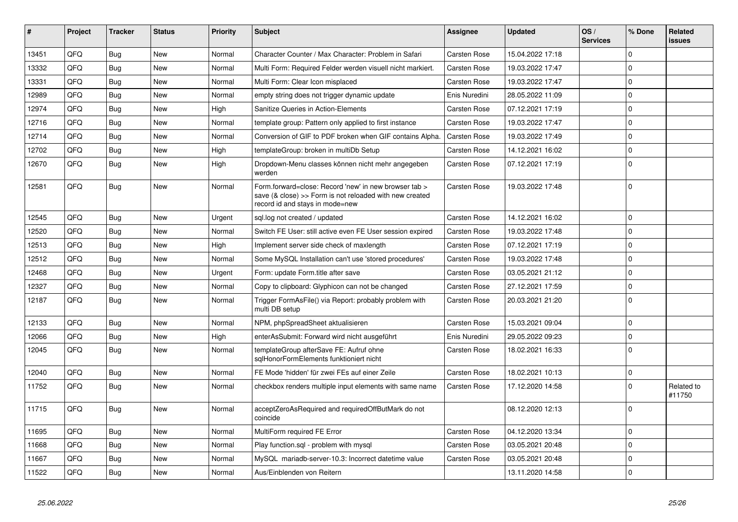| # | Project | Tracker | Status | Priority | Subject | Assignee | Updated | OS / Services | % Done | Related issues |
|---|---|---|---|---|---|---|---|---|---|---|
| 13451 | QFQ | Bug | New | Normal | Character Counter / Max Character: Problem in Safari | Carsten Rose | 15.04.2022 17:18 | | 0 | |
| 13332 | QFQ | Bug | New | Normal | Multi Form: Required Felder werden visuell nicht markiert. | Carsten Rose | 19.03.2022 17:47 | | 0 | |
| 13331 | QFQ | Bug | New | Normal | Multi Form: Clear Icon misplaced | Carsten Rose | 19.03.2022 17:47 | | 0 | |
| 12989 | QFQ | Bug | New | Normal | empty string does not trigger dynamic update | Enis Nuredini | 28.05.2022 11:09 | | 0 | |
| 12974 | QFQ | Bug | New | High | Sanitize Queries in Action-Elements | Carsten Rose | 07.12.2021 17:19 | | 0 | |
| 12716 | QFQ | Bug | New | Normal | template group: Pattern only applied to first instance | Carsten Rose | 19.03.2022 17:47 | | 0 | |
| 12714 | QFQ | Bug | New | Normal | Conversion of GIF to PDF broken when GIF contains Alpha. | Carsten Rose | 19.03.2022 17:49 | | 0 | |
| 12702 | QFQ | Bug | New | High | templateGroup: broken in multiDb Setup | Carsten Rose | 14.12.2021 16:02 | | 0 | |
| 12670 | QFQ | Bug | New | High | Dropdown-Menu classes können nicht mehr angegeben werden | Carsten Rose | 07.12.2021 17:19 | | 0 | |
| 12581 | QFQ | Bug | New | Normal | Form.forward=close: Record 'new' in new browser tab > save (& close) >> Form is not reloaded with new created record id and stays in mode=new | Carsten Rose | 19.03.2022 17:48 | | 0 | |
| 12545 | QFQ | Bug | New | Urgent | sql.log not created / updated | Carsten Rose | 14.12.2021 16:02 | | 0 | |
| 12520 | QFQ | Bug | New | Normal | Switch FE User: still active even FE User session expired | Carsten Rose | 19.03.2022 17:48 | | 0 | |
| 12513 | QFQ | Bug | New | High | Implement server side check of maxlength | Carsten Rose | 07.12.2021 17:19 | | 0 | |
| 12512 | QFQ | Bug | New | Normal | Some MySQL Installation can't use 'stored procedures' | Carsten Rose | 19.03.2022 17:48 | | 0 | |
| 12468 | QFQ | Bug | New | Urgent | Form: update Form.title after save | Carsten Rose | 03.05.2021 21:12 | | 0 | |
| 12327 | QFQ | Bug | New | Normal | Copy to clipboard: Glyphicon can not be changed | Carsten Rose | 27.12.2021 17:59 | | 0 | |
| 12187 | QFQ | Bug | New | Normal | Trigger FormAsFile() via Report: probably problem with multi DB setup | Carsten Rose | 20.03.2021 21:20 | | 0 | |
| 12133 | QFQ | Bug | New | Normal | NPM, phpSpreadSheet aktualisieren | Carsten Rose | 15.03.2021 09:04 | | 0 | |
| 12066 | QFQ | Bug | New | High | enterAsSubmit: Forward wird nicht ausgeführt | Enis Nuredini | 29.05.2022 09:23 | | 0 | |
| 12045 | QFQ | Bug | New | Normal | templateGroup afterSave FE: Aufruf ohne sqlHonorFormElements funktioniert nicht | Carsten Rose | 18.02.2021 16:33 | | 0 | |
| 12040 | QFQ | Bug | New | Normal | FE Mode 'hidden' für zwei FEs auf einer Zeile | Carsten Rose | 18.02.2021 10:13 | | 0 | |
| 11752 | QFQ | Bug | New | Normal | checkbox renders multiple input elements with same name | Carsten Rose | 17.12.2020 14:58 | | 0 | Related to #11750 |
| 11715 | QFQ | Bug | New | Normal | acceptZeroAsRequired and requiredOffButMark do not coincide | | 08.12.2020 12:13 | | 0 | |
| 11695 | QFQ | Bug | New | Normal | MultiForm required FE Error | Carsten Rose | 04.12.2020 13:34 | | 0 | |
| 11668 | QFQ | Bug | New | Normal | Play function.sql - problem with mysql | Carsten Rose | 03.05.2021 20:48 | | 0 | |
| 11667 | QFQ | Bug | New | Normal | MySQL mariadb-server-10.3: Incorrect datetime value | Carsten Rose | 03.05.2021 20:48 | | 0 | |
| 11522 | QFQ | Bug | New | Normal | Aus/Einblenden von Reitern | | 13.11.2020 14:58 | | 0 | |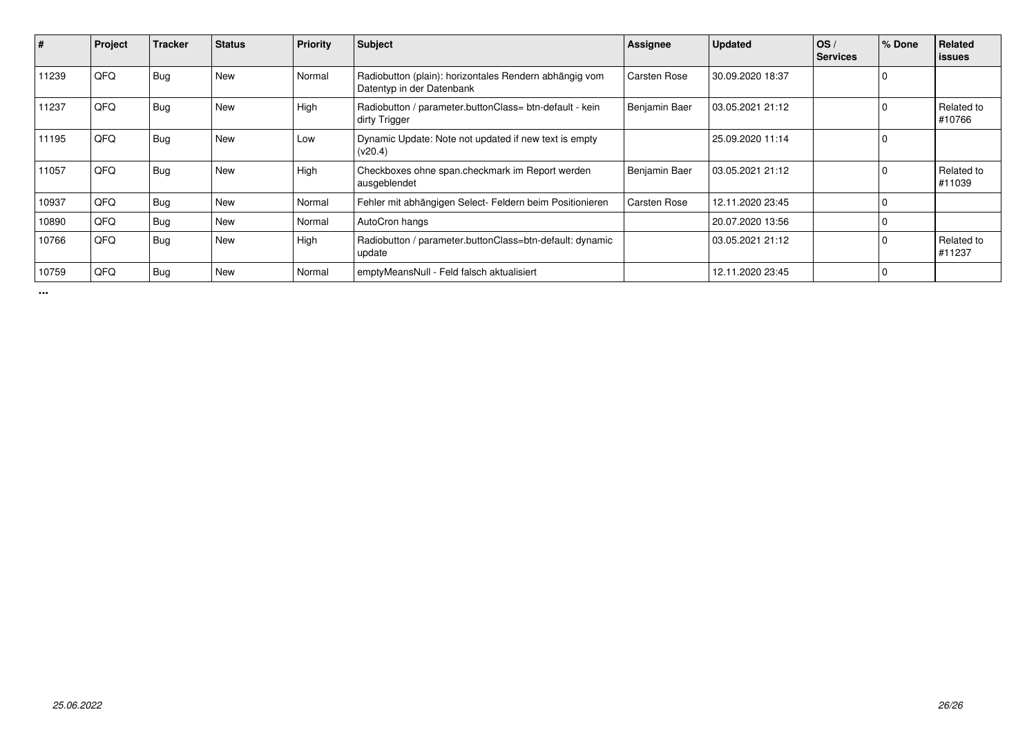| # | Project | Tracker | Status | Priority | Subject | Assignee | Updated | OS / Services | % Done | Related issues |
|---|---|---|---|---|---|---|---|---|---|---|
| 11239 | QFQ | Bug | New | Normal | Radiobutton (plain): horizontales Rendern abhängig vom Datentyp in der Datenbank | Carsten Rose | 30.09.2020 18:37 | | 0 | |
| 11237 | QFQ | Bug | New | High | Radiobutton / parameter.buttonClass= btn-default - kein dirty Trigger | Benjamin Baer | 03.05.2021 21:12 | | 0 | Related to #10766 |
| 11195 | QFQ | Bug | New | Low | Dynamic Update: Note not updated if new text is empty (v20.4) | | 25.09.2020 11:14 | | 0 | |
| 11057 | QFQ | Bug | New | High | Checkboxes ohne span.checkmark im Report werden ausgeblendet | Benjamin Baer | 03.05.2021 21:12 | | 0 | Related to #11039 |
| 10937 | QFQ | Bug | New | Normal | Fehler mit abhängigen Select- Feldern beim Positionieren | Carsten Rose | 12.11.2020 23:45 | | 0 | |
| 10890 | QFQ | Bug | New | Normal | AutoCron hangs | | 20.07.2020 13:56 | | 0 | |
| 10766 | QFQ | Bug | New | High | Radiobutton / parameter.buttonClass=btn-default: dynamic update | | 03.05.2021 21:12 | | 0 | Related to #11237 |
| 10759 | QFQ | Bug | New | Normal | emptyMeansNull - Feld falsch aktualisiert | | 12.11.2020 23:45 | | 0 | |

...